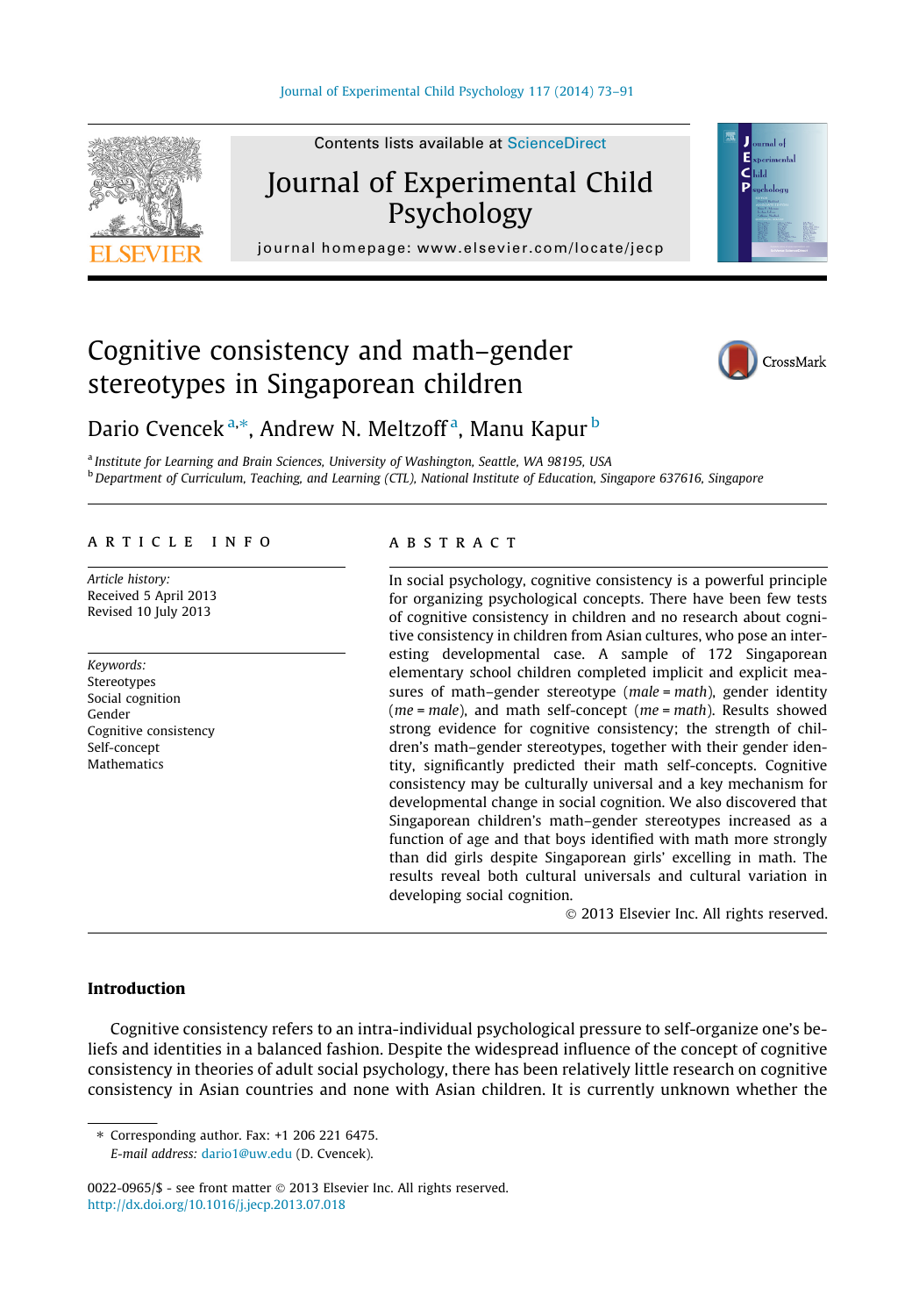# Cognitive consistency and math–gender stereotypes in Singaporean children

Dario Cvencek [a,*], Andrew N. Meltzoff [a], Manu Kapur [b]

[a] Institute for Learning and Brain Sciences, University of Washington, Seattle, WA 98195, USA

[b] Department of Curriculum, Teaching, and Learning (CTL), National Institute of Education, Singapore 637616, Singapore

## ARTICLE INFO

*Article history:*
Received 5 April 2013
Revised 10 July 2013

*Keywords:*
Stereotypes
Social cognition
Gender
Cognitive consistency
Self-concept
Mathematics

## ABSTRACT

In social psychology, cognitive consistency is a powerful principle for organizing psychological concepts. There have been few tests of cognitive consistency in children and no research about cognitive consistency in children from Asian cultures, who pose an interesting developmental case. A sample of 172 Singaporean elementary school children completed implicit and explicit measures of math–gender stereotype (*male* = *math*), gender identity (*me* = *male*), and math self-concept (*me* = *math*). Results showed strong evidence for cognitive consistency; the strength of children's math–gender stereotypes, together with their gender identity, significantly predicted their math self-concepts. Cognitive consistency may be culturally universal and a key mechanism for developmental change in social cognition. We also discovered that Singaporean children's math–gender stereotypes increased as a function of age and that boys identified with math more strongly than did girls despite Singaporean girls' excelling in math. The results reveal both cultural universals and cultural variation in developing social cognition.

© 2013 Elsevier Inc. All rights reserved.

## Introduction

Cognitive consistency refers to an intra-individual psychological pressure to self-organize one's beliefs and identities in a balanced fashion. Despite the widespread influence of the concept of cognitive consistency in theories of adult social psychology, there has been relatively little research on cognitive consistency in Asian countries and none with Asian children. It is currently unknown whether the

* Corresponding author. Fax: +1 206 221 6475.
*E-mail address:* dario1@uw.edu (D. Cvencek).

0022-0965/$ - see front matter © 2013 Elsevier Inc. All rights reserved.
http://dx.doi.org/10.1016/j.jecp.2013.07.018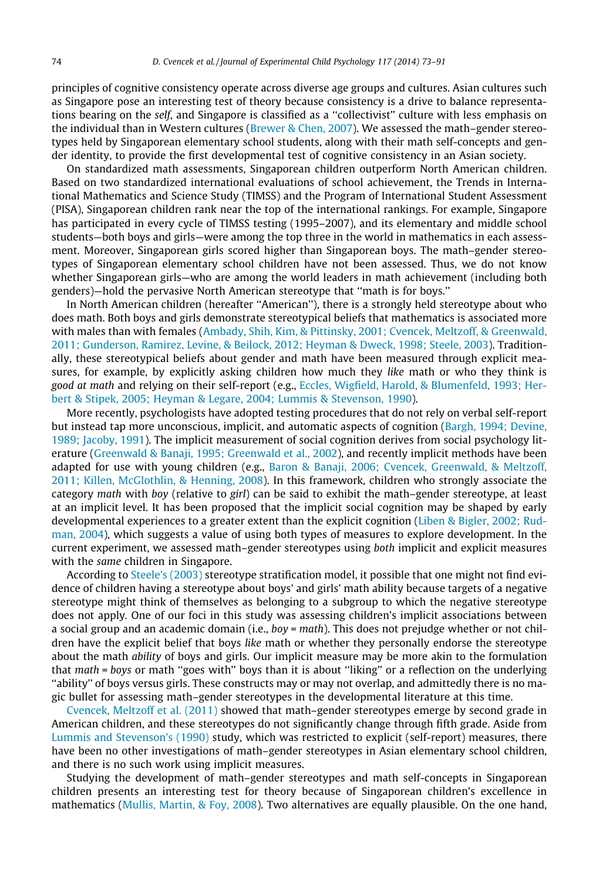principles of cognitive consistency operate across diverse age groups and cultures. Asian cultures such as Singapore pose an interesting test of theory because consistency is a drive to balance representations bearing on the *self*, and Singapore is classified as a ''collectivist'' culture with less emphasis on the individual than in Western cultures (Brewer & Chen, 2007). We assessed the math–gender stereotypes held by Singaporean elementary school students, along with their math self-concepts and gender identity, to provide the first developmental test of cognitive consistency in an Asian society.

On standardized math assessments, Singaporean children outperform North American children. Based on two standardized international evaluations of school achievement, the Trends in International Mathematics and Science Study (TIMSS) and the Program of International Student Assessment (PISA), Singaporean children rank near the top of the international rankings. For example, Singapore has participated in every cycle of TIMSS testing (1995–2007), and its elementary and middle school students—both boys and girls—were among the top three in the world in mathematics in each assessment. Moreover, Singaporean girls scored higher than Singaporean boys. The math–gender stereotypes of Singaporean elementary school children have not been assessed. Thus, we do not know whether Singaporean girls—who are among the world leaders in math achievement (including both genders)—hold the pervasive North American stereotype that ''math is for boys.''

In North American children (hereafter ''American''), there is a strongly held stereotype about who does math. Both boys and girls demonstrate stereotypical beliefs that mathematics is associated more with males than with females (Ambady, Shih, Kim, & Pittinsky, 2001; Cvencek, Meltzoff, & Greenwald, 2011; Gunderson, Ramirez, Levine, & Beilock, 2012; Heyman & Dweck, 1998; Steele, 2003). Traditionally, these stereotypical beliefs about gender and math have been measured through explicit measures, for example, by explicitly asking children how much they *like* math or who they think is *good at math* and relying on their self-report (e.g., Eccles, Wigfield, Harold, & Blumenfeld, 1993; Herbert & Stipek, 2005; Heyman & Legare, 2004; Lummis & Stevenson, 1990).

More recently, psychologists have adopted testing procedures that do not rely on verbal self-report but instead tap more unconscious, implicit, and automatic aspects of cognition (Bargh, 1994; Devine, 1989; Jacoby, 1991). The implicit measurement of social cognition derives from social psychology literature (Greenwald & Banaji, 1995; Greenwald et al., 2002), and recently implicit methods have been adapted for use with young children (e.g., Baron & Banaji, 2006; Cvencek, Greenwald, & Meltzoff, 2011; Killen, McGlothlin, & Henning, 2008). In this framework, children who strongly associate the category *math* with *boy* (relative to *girl*) can be said to exhibit the math–gender stereotype, at least at an implicit level. It has been proposed that the implicit social cognition may be shaped by early developmental experiences to a greater extent than the explicit cognition (Liben & Bigler, 2002; Rudman, 2004), which suggests a value of using both types of measures to explore development. In the current experiment, we assessed math–gender stereotypes using *both* implicit and explicit measures with the *same* children in Singapore.

According to Steele's (2003) stereotype stratification model, it possible that one might not find evidence of children having a stereotype about boys' and girls' math ability because targets of a negative stereotype might think of themselves as belonging to a subgroup to which the negative stereotype does not apply. One of our foci in this study was assessing children's implicit associations between a social group and an academic domain (i.e., *boy* = *math*). This does not prejudge whether or not children have the explicit belief that boys *like* math or whether they personally endorse the stereotype about the math *ability* of boys and girls. Our implicit measure may be more akin to the formulation that *math* = *boys* or math ''goes with'' boys than it is about ''liking'' or a reflection on the underlying ''ability'' of boys versus girls. These constructs may or may not overlap, and admittedly there is no magic bullet for assessing math–gender stereotypes in the developmental literature at this time.

Cvencek, Meltzoff et al. (2011) showed that math–gender stereotypes emerge by second grade in American children, and these stereotypes do not significantly change through fifth grade. Aside from Lummis and Stevenson's (1990) study, which was restricted to explicit (self-report) measures, there have been no other investigations of math–gender stereotypes in Asian elementary school children, and there is no such work using implicit measures.

Studying the development of math–gender stereotypes and math self-concepts in Singaporean children presents an interesting test for theory because of Singaporean children's excellence in mathematics (Mullis, Martin, & Foy, 2008). Two alternatives are equally plausible. On the one hand,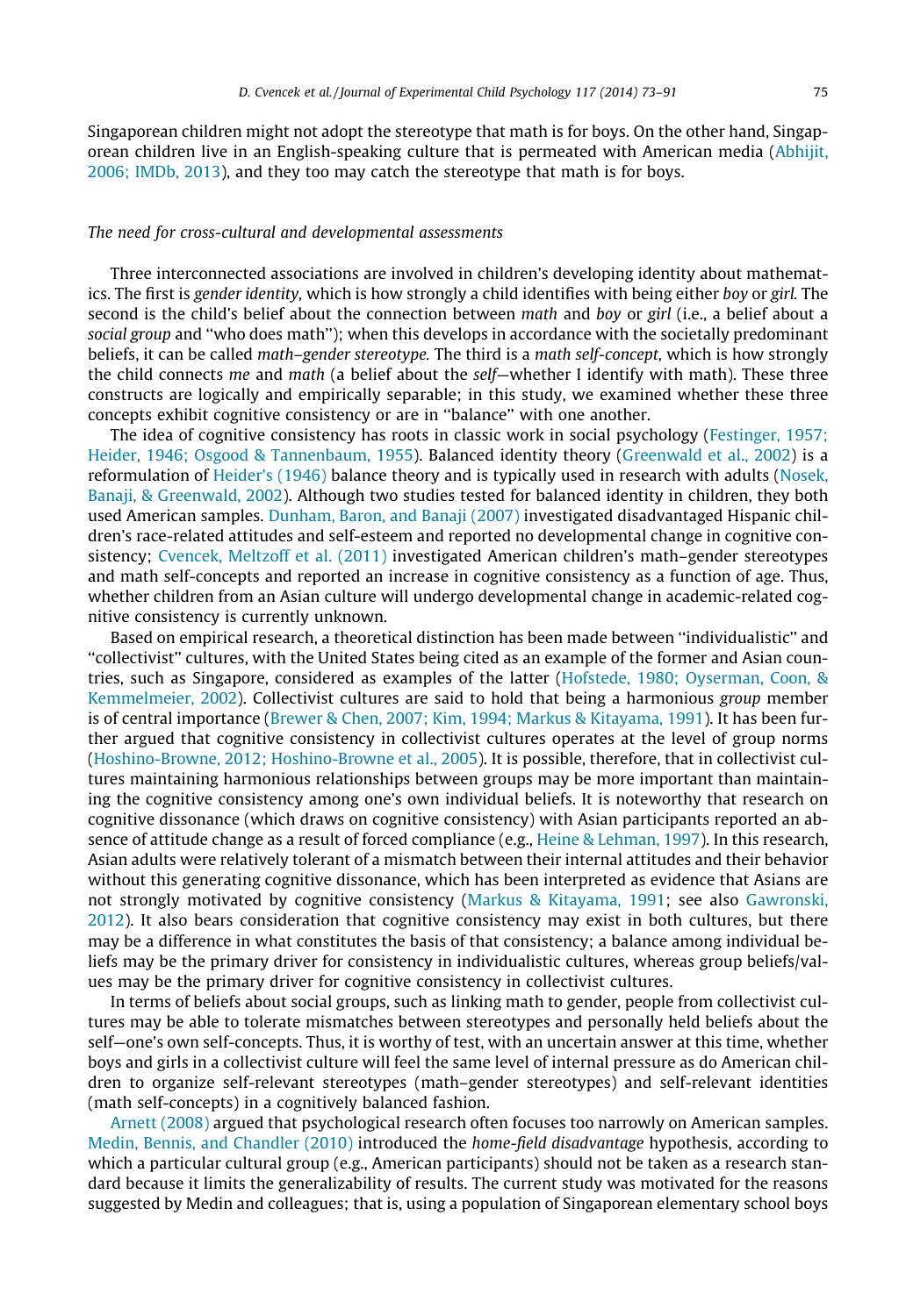Singaporean children might not adopt the stereotype that math is for boys. On the other hand, Singaporean children live in an English-speaking culture that is permeated with American media (Abhijit, 2006; IMDb, 2013), and they too may catch the stereotype that math is for boys.

### *The need for cross-cultural and developmental assessments*

Three interconnected associations are involved in children's developing identity about mathematics. The first is *gender identity,* which is how strongly a child identifies with being either *boy* or *girl.* The second is the child's belief about the connection between *math* and *boy* or *girl* (i.e., a belief about a *social group* and ''who does math''); when this develops in accordance with the societally predominant beliefs, it can be called *math–gender stereotype.* The third is a *math self-concept,* which is how strongly the child connects *me* and *math* (a belief about the *self*—whether I identify with math). These three constructs are logically and empirically separable; in this study, we examined whether these three concepts exhibit cognitive consistency or are in ''balance'' with one another.

The idea of cognitive consistency has roots in classic work in social psychology (Festinger, 1957; Heider, 1946; Osgood & Tannenbaum, 1955). Balanced identity theory (Greenwald et al., 2002) is a reformulation of Heider's (1946) balance theory and is typically used in research with adults (Nosek, Banaji, & Greenwald, 2002). Although two studies tested for balanced identity in children, they both used American samples. Dunham, Baron, and Banaji (2007) investigated disadvantaged Hispanic children's race-related attitudes and self-esteem and reported no developmental change in cognitive consistency; Cvencek, Meltzoff et al. (2011) investigated American children's math–gender stereotypes and math self-concepts and reported an increase in cognitive consistency as a function of age. Thus, whether children from an Asian culture will undergo developmental change in academic-related cognitive consistency is currently unknown.

Based on empirical research, a theoretical distinction has been made between ''individualistic'' and ''collectivist'' cultures, with the United States being cited as an example of the former and Asian countries, such as Singapore, considered as examples of the latter (Hofstede, 1980; Oyserman, Coon, & Kemmelmeier, 2002). Collectivist cultures are said to hold that being a harmonious *group* member is of central importance (Brewer & Chen, 2007; Kim, 1994; Markus & Kitayama, 1991). It has been further argued that cognitive consistency in collectivist cultures operates at the level of group norms (Hoshino-Browne, 2012; Hoshino-Browne et al., 2005). It is possible, therefore, that in collectivist cultures maintaining harmonious relationships between groups may be more important than maintaining the cognitive consistency among one's own individual beliefs. It is noteworthy that research on cognitive dissonance (which draws on cognitive consistency) with Asian participants reported an absence of attitude change as a result of forced compliance (e.g., Heine & Lehman, 1997). In this research, Asian adults were relatively tolerant of a mismatch between their internal attitudes and their behavior without this generating cognitive dissonance, which has been interpreted as evidence that Asians are not strongly motivated by cognitive consistency (Markus & Kitayama, 1991; see also Gawronski, 2012). It also bears consideration that cognitive consistency may exist in both cultures, but there may be a difference in what constitutes the basis of that consistency; a balance among individual beliefs may be the primary driver for consistency in individualistic cultures, whereas group beliefs/values may be the primary driver for cognitive consistency in collectivist cultures.

In terms of beliefs about social groups, such as linking math to gender, people from collectivist cultures may be able to tolerate mismatches between stereotypes and personally held beliefs about the self—one's own self-concepts. Thus, it is worthy of test, with an uncertain answer at this time, whether boys and girls in a collectivist culture will feel the same level of internal pressure as do American children to organize self-relevant stereotypes (math–gender stereotypes) and self-relevant identities (math self-concepts) in a cognitively balanced fashion.

Arnett (2008) argued that psychological research often focuses too narrowly on American samples. Medin, Bennis, and Chandler (2010) introduced the *home-field disadvantage* hypothesis, according to which a particular cultural group (e.g., American participants) should not be taken as a research standard because it limits the generalizability of results. The current study was motivated for the reasons suggested by Medin and colleagues; that is, using a population of Singaporean elementary school boys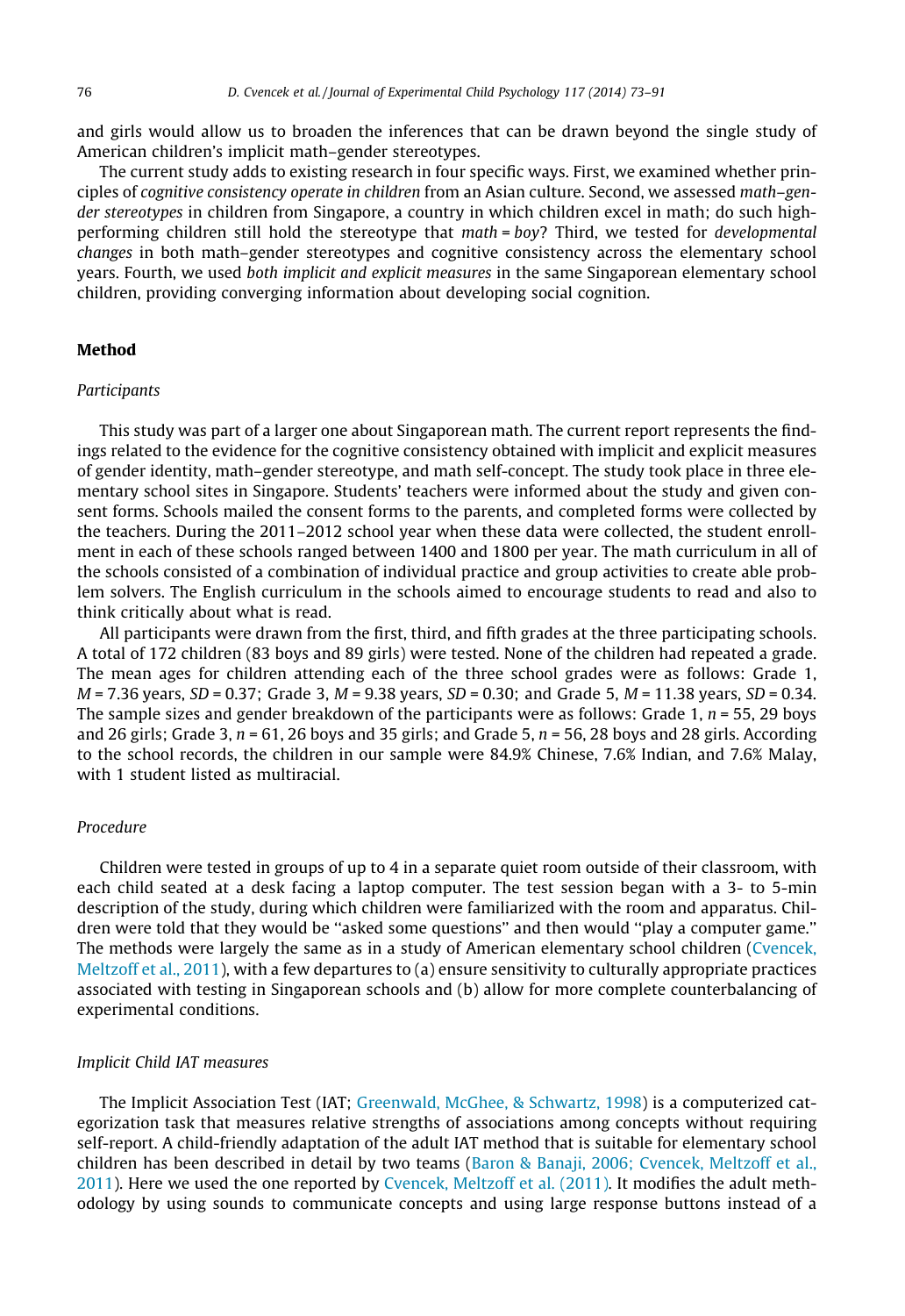and girls would allow us to broaden the inferences that can be drawn beyond the single study of American children's implicit math–gender stereotypes.

The current study adds to existing research in four specific ways. First, we examined whether principles of *cognitive consistency operate in children* from an Asian culture. Second, we assessed *math–gender stereotypes* in children from Singapore, a country in which children excel in math; do such high-performing children still hold the stereotype that *math = boy*? Third, we tested for *developmental changes* in both math–gender stereotypes and cognitive consistency across the elementary school years. Fourth, we used *both implicit and explicit measures* in the same Singaporean elementary school children, providing converging information about developing social cognition.

## Method

### *Participants*

This study was part of a larger one about Singaporean math. The current report represents the findings related to the evidence for the cognitive consistency obtained with implicit and explicit measures of gender identity, math–gender stereotype, and math self-concept. The study took place in three elementary school sites in Singapore. Students' teachers were informed about the study and given consent forms. Schools mailed the consent forms to the parents, and completed forms were collected by the teachers. During the 2011–2012 school year when these data were collected, the student enrollment in each of these schools ranged between 1400 and 1800 per year. The math curriculum in all of the schools consisted of a combination of individual practice and group activities to create able problem solvers. The English curriculum in the schools aimed to encourage students to read and also to think critically about what is read.

All participants were drawn from the first, third, and fifth grades at the three participating schools. A total of 172 children (83 boys and 89 girls) were tested. None of the children had repeated a grade. The mean ages for children attending each of the three school grades were as follows: Grade 1, $M = 7.36$ years, $SD = 0.37$; Grade 3, $M = 9.38$ years, $SD = 0.30$; and Grade 5, $M = 11.38$ years, $SD = 0.34$. The sample sizes and gender breakdown of the participants were as follows: Grade 1, $n = 55$, 29 boys and 26 girls; Grade 3, $n = 61$, 26 boys and 35 girls; and Grade 5, $n = 56$, 28 boys and 28 girls. According to the school records, the children in our sample were 84.9% Chinese, 7.6% Indian, and 7.6% Malay, with 1 student listed as multiracial.

### *Procedure*

Children were tested in groups of up to 4 in a separate quiet room outside of their classroom, with each child seated at a desk facing a laptop computer. The test session began with a 3- to 5-min description of the study, during which children were familiarized with the room and apparatus. Children were told that they would be "asked some questions" and then would "play a computer game." The methods were largely the same as in a study of American elementary school children (Cvencek, Meltzoff et al., 2011), with a few departures to (a) ensure sensitivity to culturally appropriate practices associated with testing in Singaporean schools and (b) allow for more complete counterbalancing of experimental conditions.

### *Implicit Child IAT measures*

The Implicit Association Test (IAT; Greenwald, McGhee, & Schwartz, 1998) is a computerized categorization task that measures relative strengths of associations among concepts without requiring self-report. A child-friendly adaptation of the adult IAT method that is suitable for elementary school children has been described in detail by two teams (Baron & Banaji, 2006; Cvencek, Meltzoff et al., 2011). Here we used the one reported by Cvencek, Meltzoff et al. (2011). It modifies the adult methodology by using sounds to communicate concepts and using large response buttons instead of a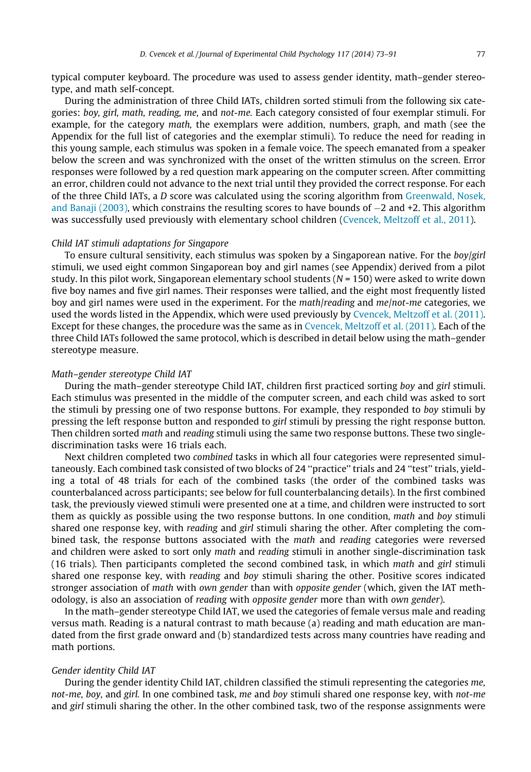typical computer keyboard. The procedure was used to assess gender identity, math–gender stereotype, and math self-concept.

During the administration of three Child IATs, children sorted stimuli from the following six categories: *boy, girl, math, reading, me,* and *not-me.* Each category consisted of four exemplar stimuli. For example, for the category *math,* the exemplars were addition, numbers, graph, and math (see the Appendix for the full list of categories and the exemplar stimuli). To reduce the need for reading in this young sample, each stimulus was spoken in a female voice. The speech emanated from a speaker below the screen and was synchronized with the onset of the written stimulus on the screen. Error responses were followed by a red question mark appearing on the computer screen. After committing an error, children could not advance to the next trial until they provided the correct response. For each of the three Child IATs, a *D* score was calculated using the scoring algorithm from Greenwald, Nosek, and Banaji (2003), which constrains the resulting scores to have bounds of −2 and +2. This algorithm was successfully used previously with elementary school children (Cvencek, Meltzoff et al., 2011).

*Child IAT stimuli adaptations for Singapore*

To ensure cultural sensitivity, each stimulus was spoken by a Singaporean native. For the *boy/girl* stimuli, we used eight common Singaporean boy and girl names (see Appendix) derived from a pilot study. In this pilot work, Singaporean elementary school students (*N* = 150) were asked to write down five boy names and five girl names. Their responses were tallied, and the eight most frequently listed boy and girl names were used in the experiment. For the *math/reading* and *me/not-me* categories, we used the words listed in the Appendix, which were used previously by Cvencek, Meltzoff et al. (2011). Except for these changes, the procedure was the same as in Cvencek, Meltzoff et al. (2011). Each of the three Child IATs followed the same protocol, which is described in detail below using the math–gender stereotype measure.

*Math–gender stereotype Child IAT*

During the math–gender stereotype Child IAT, children first practiced sorting *boy* and *girl* stimuli. Each stimulus was presented in the middle of the computer screen, and each child was asked to sort the stimuli by pressing one of two response buttons. For example, they responded to *boy* stimuli by pressing the left response button and responded to *girl* stimuli by pressing the right response button. Then children sorted *math* and *reading* stimuli using the same two response buttons. These two single-discrimination tasks were 16 trials each.

Next children completed two *combined* tasks in which all four categories were represented simultaneously. Each combined task consisted of two blocks of 24 "practice" trials and 24 "test" trials, yielding a total of 48 trials for each of the combined tasks (the order of the combined tasks was counterbalanced across participants; see below for full counterbalancing details). In the first combined task, the previously viewed stimuli were presented one at a time, and children were instructed to sort them as quickly as possible using the two response buttons. In one condition, *math* and *boy* stimuli shared one response key, with *reading* and *girl* stimuli sharing the other. After completing the combined task, the response buttons associated with the *math* and *reading* categories were reversed and children were asked to sort only *math* and *reading* stimuli in another single-discrimination task (16 trials). Then participants completed the second combined task, in which *math* and *girl* stimuli shared one response key, with *reading* and *boy* stimuli sharing the other. Positive scores indicated stronger association of *math* with *own gender* than with *opposite gender* (which, given the IAT methodology, is also an association of *reading* with *opposite gender* more than with *own gender*).

In the math–gender stereotype Child IAT, we used the categories of female versus male and reading versus math. Reading is a natural contrast to math because (a) reading and math education are mandated from the first grade onward and (b) standardized tests across many countries have reading and math portions.

*Gender identity Child IAT*

During the gender identity Child IAT, children classified the stimuli representing the categories *me, not-me, boy,* and *girl.* In one combined task, *me* and *boy* stimuli shared one response key, with *not-me* and *girl* stimuli sharing the other. In the other combined task, two of the response assignments were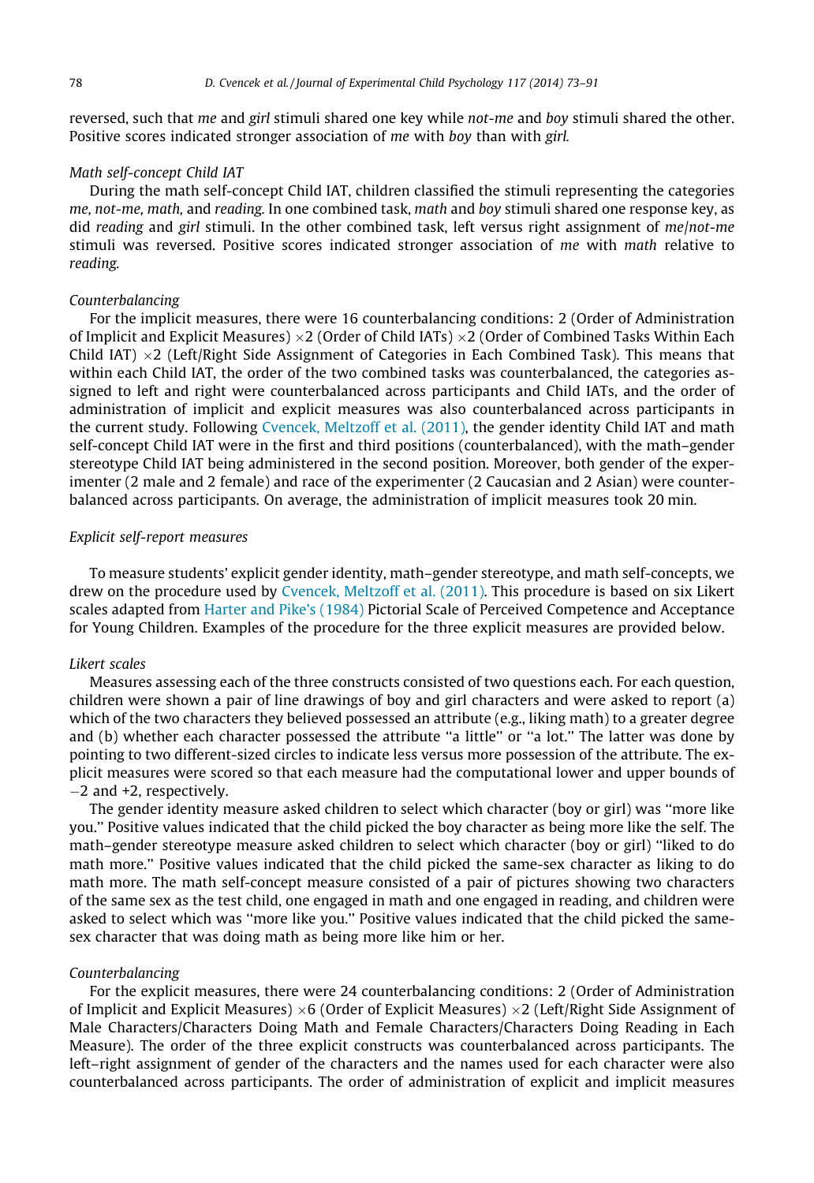reversed, such that *me* and *girl* stimuli shared one key while *not-me* and *boy* stimuli shared the other. Positive scores indicated stronger association of *me* with *boy* than with *girl.*

*Math self-concept Child IAT*

During the math self-concept Child IAT, children classified the stimuli representing the categories *me, not-me, math,* and *reading.* In one combined task, *math* and *boy* stimuli shared one response key, as did *reading* and *girl* stimuli. In the other combined task, left versus right assignment of *me*/*not-me* stimuli was reversed. Positive scores indicated stronger association of *me* with *math* relative to *reading.*

*Counterbalancing*

For the implicit measures, there were 16 counterbalancing conditions: 2 (Order of Administration of Implicit and Explicit Measures) $\times 2$ (Order of Child IATs) $\times 2$ (Order of Combined Tasks Within Each Child IAT) $\times 2$ (Left/Right Side Assignment of Categories in Each Combined Task). This means that within each Child IAT, the order of the two combined tasks was counterbalanced, the categories assigned to left and right were counterbalanced across participants and Child IATs, and the order of administration of implicit and explicit measures was also counterbalanced across participants in the current study. Following Cvencek, Meltzoff et al. (2011), the gender identity Child IAT and math self-concept Child IAT were in the first and third positions (counterbalanced), with the math–gender stereotype Child IAT being administered in the second position. Moreover, both gender of the experimenter (2 male and 2 female) and race of the experimenter (2 Caucasian and 2 Asian) were counterbalanced across participants. On average, the administration of implicit measures took 20 min.

*Explicit self-report measures*

To measure students' explicit gender identity, math–gender stereotype, and math self-concepts, we drew on the procedure used by Cvencek, Meltzoff et al. (2011). This procedure is based on six Likert scales adapted from Harter and Pike's (1984) Pictorial Scale of Perceived Competence and Acceptance for Young Children. Examples of the procedure for the three explicit measures are provided below.

*Likert scales*

Measures assessing each of the three constructs consisted of two questions each. For each question, children were shown a pair of line drawings of boy and girl characters and were asked to report (a) which of the two characters they believed possessed an attribute (e.g., liking math) to a greater degree and (b) whether each character possessed the attribute "a little" or "a lot." The latter was done by pointing to two different-sized circles to indicate less versus more possession of the attribute. The explicit measures were scored so that each measure had the computational lower and upper bounds of $-2$ and $+2$, respectively.

The gender identity measure asked children to select which character (boy or girl) was "more like you." Positive values indicated that the child picked the boy character as being more like the self. The math–gender stereotype measure asked children to select which character (boy or girl) "liked to do math more." Positive values indicated that the child picked the same-sex character as liking to do math more. The math self-concept measure consisted of a pair of pictures showing two characters of the same sex as the test child, one engaged in math and one engaged in reading, and children were asked to select which was "more like you." Positive values indicated that the child picked the same-sex character that was doing math as being more like him or her.

*Counterbalancing*

For the explicit measures, there were 24 counterbalancing conditions: 2 (Order of Administration of Implicit and Explicit Measures) $\times 6$ (Order of Explicit Measures) $\times 2$ (Left/Right Side Assignment of Male Characters/Characters Doing Math and Female Characters/Characters Doing Reading in Each Measure). The order of the three explicit constructs was counterbalanced across participants. The left–right assignment of gender of the characters and the names used for each character were also counterbalanced across participants. The order of administration of explicit and implicit measures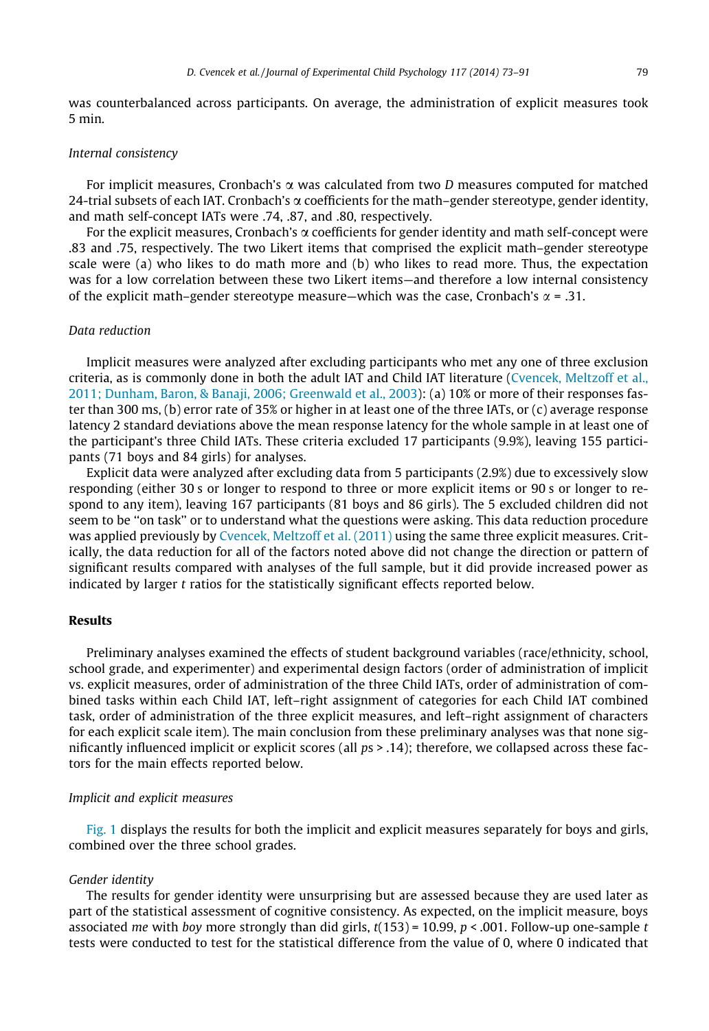was counterbalanced across participants. On average, the administration of explicit measures took 5 min.

*Internal consistency*

For implicit measures, Cronbach's $\alpha$ was calculated from two *D* measures computed for matched 24-trial subsets of each IAT. Cronbach's $\alpha$ coefficients for the math–gender stereotype, gender identity, and math self-concept IATs were .74, .87, and .80, respectively.

For the explicit measures, Cronbach's $\alpha$ coefficients for gender identity and math self-concept were .83 and .75, respectively. The two Likert items that comprised the explicit math–gender stereotype scale were (a) who likes to do math more and (b) who likes to read more. Thus, the expectation was for a low correlation between these two Likert items—and therefore a low internal consistency of the explicit math–gender stereotype measure—which was the case, Cronbach's $\alpha$ = .31.

*Data reduction*

Implicit measures were analyzed after excluding participants who met any one of three exclusion criteria, as is commonly done in both the adult IAT and Child IAT literature (Cvencek, Meltzoff et al., 2011; Dunham, Baron, & Banaji, 2006; Greenwald et al., 2003): (a) 10% or more of their responses faster than 300 ms, (b) error rate of 35% or higher in at least one of the three IATs, or (c) average response latency 2 standard deviations above the mean response latency for the whole sample in at least one of the participant's three Child IATs. These criteria excluded 17 participants (9.9%), leaving 155 participants (71 boys and 84 girls) for analyses.

Explicit data were analyzed after excluding data from 5 participants (2.9%) due to excessively slow responding (either 30 s or longer to respond to three or more explicit items or 90 s or longer to respond to any item), leaving 167 participants (81 boys and 86 girls). The 5 excluded children did not seem to be "on task" or to understand what the questions were asking. This data reduction procedure was applied previously by Cvencek, Meltzoff et al. (2011) using the same three explicit measures. Critically, the data reduction for all of the factors noted above did not change the direction or pattern of significant results compared with analyses of the full sample, but it did provide increased power as indicated by larger *t* ratios for the statistically significant effects reported below.

## Results

Preliminary analyses examined the effects of student background variables (race/ethnicity, school, school grade, and experimenter) and experimental design factors (order of administration of implicit vs. explicit measures, order of administration of the three Child IATs, order of administration of combined tasks within each Child IAT, left–right assignment of categories for each Child IAT combined task, order of administration of the three explicit measures, and left–right assignment of characters for each explicit scale item). The main conclusion from these preliminary analyses was that none significantly influenced implicit or explicit scores (all $ps > .14$); therefore, we collapsed across these factors for the main effects reported below.

*Implicit and explicit measures*

Fig. 1 displays the results for both the implicit and explicit measures separately for boys and girls, combined over the three school grades.

*Gender identity*

The results for gender identity were unsurprising but are assessed because they are used later as part of the statistical assessment of cognitive consistency. As expected, on the implicit measure, boys associated *me* with *boy* more strongly than did girls, $t(153) = 10.99$, $p < .001$. Follow-up one-sample *t* tests were conducted to test for the statistical difference from the value of 0, where 0 indicated that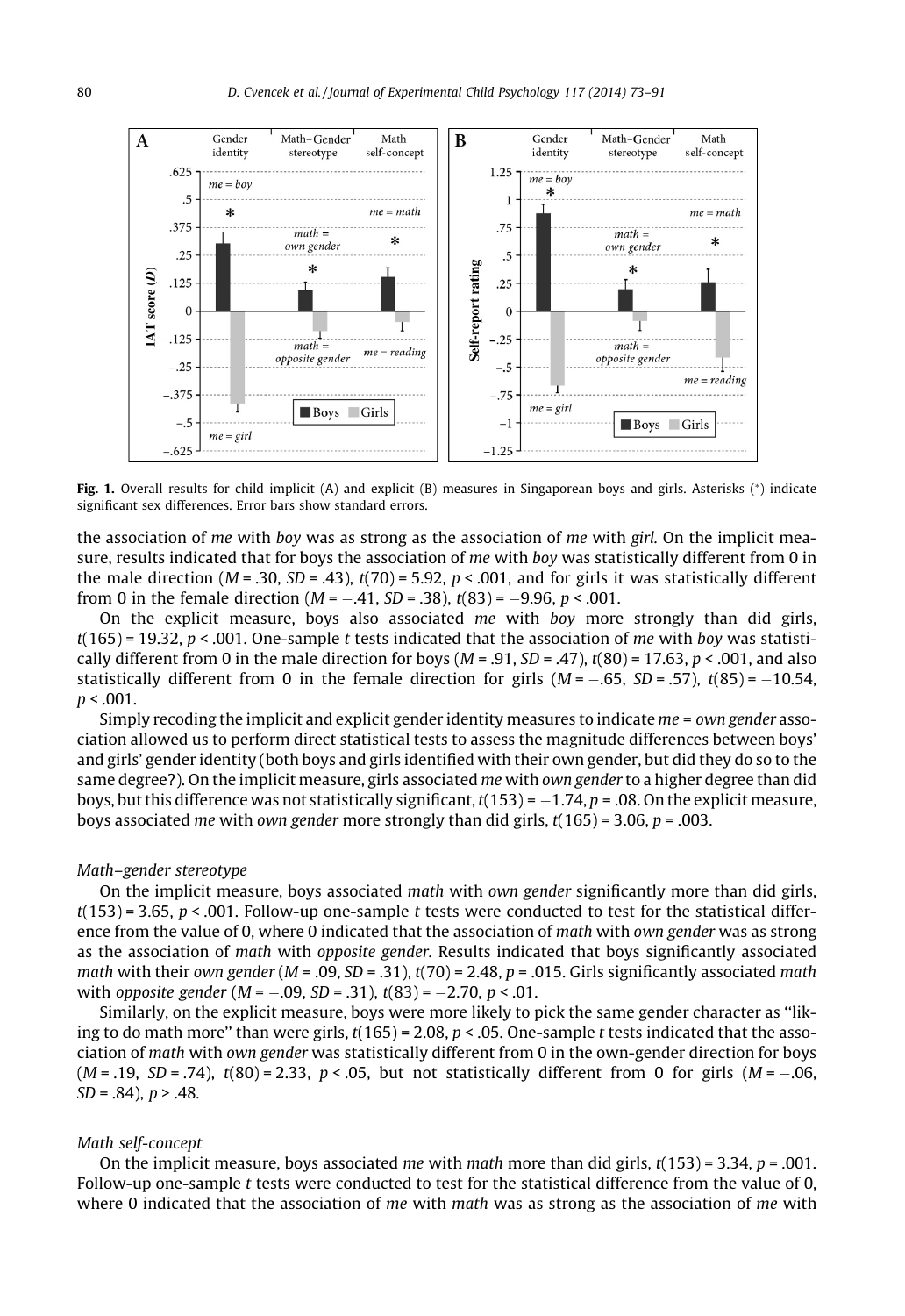**Fig. 1.** Overall results for child implicit (A) and explicit (B) measures in Singaporean boys and girls. Asterisks (*) indicate significant sex differences. Error bars show standard errors.

the association of *me* with *boy* was as strong as the association of *me* with *girl*. On the implicit measure, results indicated that for boys the association of *me* with *boy* was statistically different from 0 in the male direction ($M = .30$, $SD = .43$), $t(70) = 5.92$, $p < .001$, and for girls it was statistically different from 0 in the female direction ($M = -.41$, $SD = .38$), $t(83) = -9.96$, $p < .001$.

On the explicit measure, boys also associated *me* with *boy* more strongly than did girls, $t(165) = 19.32$, $p < .001$. One-sample *t* tests indicated that the association of *me* with *boy* was statistically different from 0 in the male direction for boys ($M = .91$, $SD = .47$), $t(80) = 17.63$, $p < .001$, and also statistically different from 0 in the female direction for girls ($M = -.65$, $SD = .57$), $t(85) = -10.54$, $p < .001$.

Simply recoding the implicit and explicit gender identity measures to indicate *me = own gender* association allowed us to perform direct statistical tests to assess the magnitude differences between boys' and girls' gender identity (both boys and girls identified with their own gender, but did they do so to the same degree?). On the implicit measure, girls associated *me* with *own gender* to a higher degree than did boys, but this difference was not statistically significant, $t(153) = -1.74$, $p = .08$. On the explicit measure, boys associated *me* with *own gender* more strongly than did girls, $t(165) = 3.06$, $p = .003$.

### *Math–gender stereotype*

On the implicit measure, boys associated *math* with *own gender* significantly more than did girls, $t(153) = 3.65$, $p < .001$. Follow-up one-sample *t* tests were conducted to test for the statistical difference from the value of 0, where 0 indicated that the association of *math* with *own gender* was as strong as the association of *math* with *opposite gender*. Results indicated that boys significantly associated *math* with their *own gender* ($M = .09$, $SD = .31$), $t(70) = 2.48$, $p = .015$. Girls significantly associated *math* with *opposite gender* ($M = -.09$, $SD = .31$), $t(83) = -2.70$, $p < .01$.

Similarly, on the explicit measure, boys were more likely to pick the same gender character as ''liking to do math more'' than were girls, $t(165) = 2.08$, $p < .05$. One-sample *t* tests indicated that the association of *math* with *own gender* was statistically different from 0 in the own-gender direction for boys ($M = .19$, $SD = .74$), $t(80) = 2.33$, $p < .05$, but not statistically different from 0 for girls ($M = -.06$, $SD = .84$), $p > .48$.

### *Math self-concept*

On the implicit measure, boys associated *me* with *math* more than did girls, $t(153) = 3.34$, $p = .001$. Follow-up one-sample *t* tests were conducted to test for the statistical difference from the value of 0, where 0 indicated that the association of *me* with *math* was as strong as the association of *me* with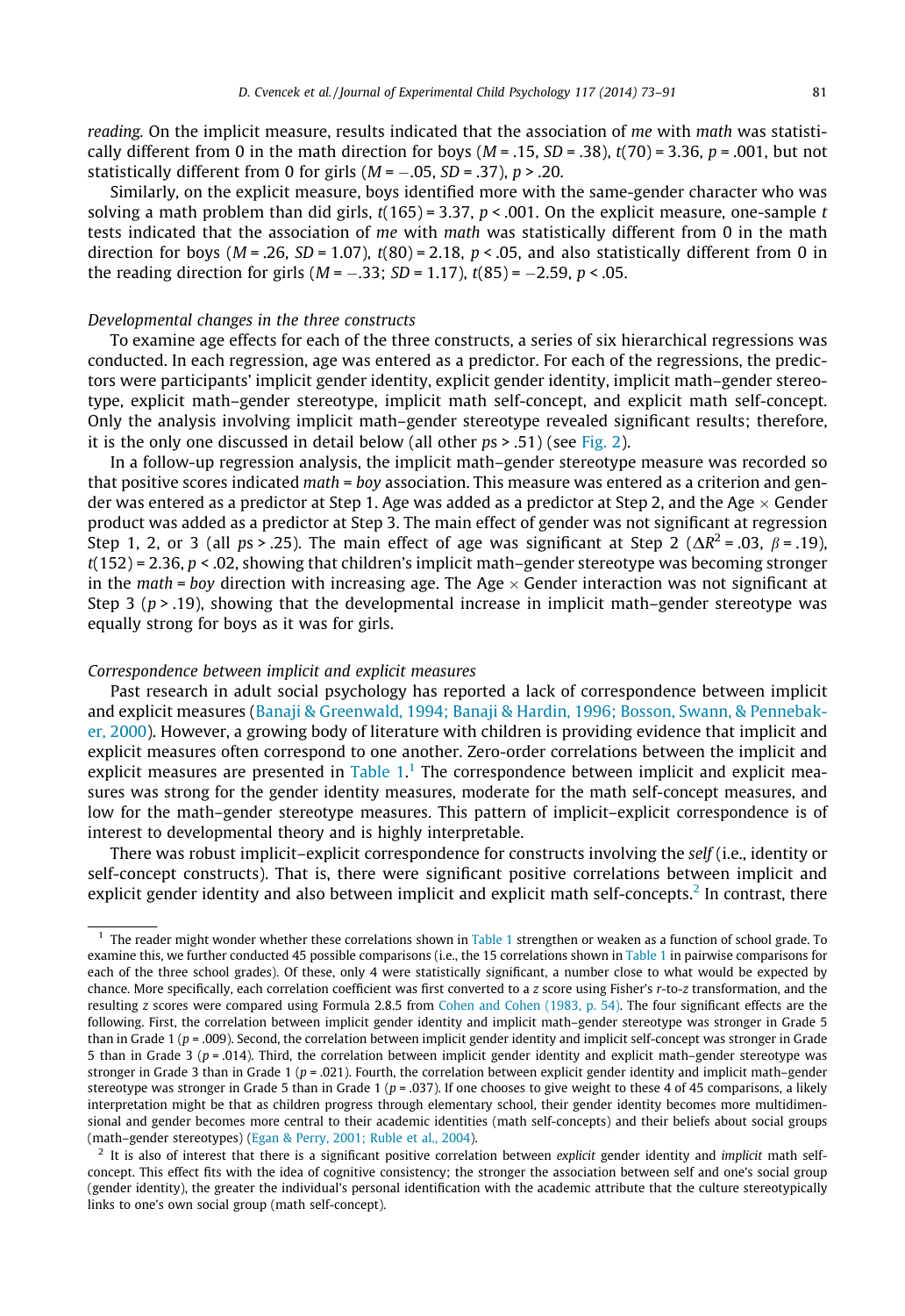*reading*. On the implicit measure, results indicated that the association of *me* with *math* was statistically different from 0 in the math direction for boys ($M = .15$, $SD = .38$), $t(70) = 3.36$, $p = .001$, but not statistically different from 0 for girls ($M = -.05$, $SD = .37$), $p > .20$.

Similarly, on the explicit measure, boys identified more with the same-gender character who was solving a math problem than did girls, $t(165) = 3.37$, $p < .001$. On the explicit measure, one-sample $t$ tests indicated that the association of *me* with *math* was statistically different from 0 in the math direction for boys ($M = .26$, $SD = 1.07$), $t(80) = 2.18$, $p < .05$, and also statistically different from 0 in the reading direction for girls ($M = -.33$; $SD = 1.17$), $t(85) = -2.59$, $p < .05$.

*Developmental changes in the three constructs*

To examine age effects for each of the three constructs, a series of six hierarchical regressions was conducted. In each regression, age was entered as a predictor. For each of the regressions, the predictors were participants' implicit gender identity, explicit gender identity, implicit math–gender stereotype, explicit math–gender stereotype, implicit math self-concept, and explicit math self-concept. Only the analysis involving implicit math–gender stereotype revealed significant results; therefore, it is the only one discussed in detail below (all other $ps > .51$) (see Fig. 2).

In a follow-up regression analysis, the implicit math–gender stereotype measure was recorded so that positive scores indicated *math* = *boy* association. This measure was entered as a criterion and gender was entered as a predictor at Step 1. Age was added as a predictor at Step 2, and the Age × Gender product was added as a predictor at Step 3. The main effect of gender was not significant at regression Step 1, 2, or 3 (all $ps > .25$). The main effect of age was significant at Step 2 ($\Delta R^2 = .03$, $\beta = .19$), $t(152) = 2.36$, $p < .02$, showing that children's implicit math–gender stereotype was becoming stronger in the *math* = *boy* direction with increasing age. The Age × Gender interaction was not significant at Step 3 ($p > .19$), showing that the developmental increase in implicit math–gender stereotype was equally strong for boys as it was for girls.

*Correspondence between implicit and explicit measures*

Past research in adult social psychology has reported a lack of correspondence between implicit and explicit measures (Banaji & Greenwald, 1994; Banaji & Hardin, 1996; Bosson, Swann, & Pennebaker, 2000). However, a growing body of literature with children is providing evidence that implicit and explicit measures often correspond to one another. Zero-order correlations between the implicit and explicit measures are presented in Table 1.[1] The correspondence between implicit and explicit measures was strong for the gender identity measures, moderate for the math self-concept measures, and low for the math–gender stereotype measures. This pattern of implicit–explicit correspondence is of interest to developmental theory and is highly interpretable.

There was robust implicit–explicit correspondence for constructs involving the *self* (i.e., identity or self-concept constructs). That is, there were significant positive correlations between implicit and explicit gender identity and also between implicit and explicit math self-concepts.[2] In contrast, there

[1] The reader might wonder whether these correlations shown in Table 1 strengthen or weaken as a function of school grade. To examine this, we further conducted 45 possible comparisons (i.e., the 15 correlations shown in Table 1 in pairwise comparisons for each of the three school grades). Of these, only 4 were statistically significant, a number close to what would be expected by chance. More specifically, each correlation coefficient was first converted to a $z$ score using Fisher's $r$-to-$z$ transformation, and the resulting $z$ scores were compared using Formula 2.8.5 from Cohen and Cohen (1983, p. 54). The four significant effects are the following. First, the correlation between implicit gender identity and implicit math–gender stereotype was stronger in Grade 5 than in Grade 1 ($p = .009$). Second, the correlation between implicit gender identity and implicit self-concept was stronger in Grade 5 than in Grade 3 ($p = .014$). Third, the correlation between implicit gender identity and explicit math–gender stereotype was stronger in Grade 3 than in Grade 1 ($p = .021$). Fourth, the correlation between explicit gender identity and implicit math–gender stereotype was stronger in Grade 5 than in Grade 1 ($p = .037$). If one chooses to give weight to these 4 of 45 comparisons, a likely interpretation might be that as children progress through elementary school, their gender identity becomes more multidimensional and gender becomes more central to their academic identities (math self-concepts) and their beliefs about social groups (math–gender stereotypes) (Egan & Perry, 2001; Ruble et al., 2004).

[2] It is also of interest that there is a significant positive correlation between *explicit* gender identity and *implicit* math self-concept. This effect fits with the idea of cognitive consistency; the stronger the association between self and one's social group (gender identity), the greater the individual's personal identification with the academic attribute that the culture stereotypically links to one's own social group (math self-concept).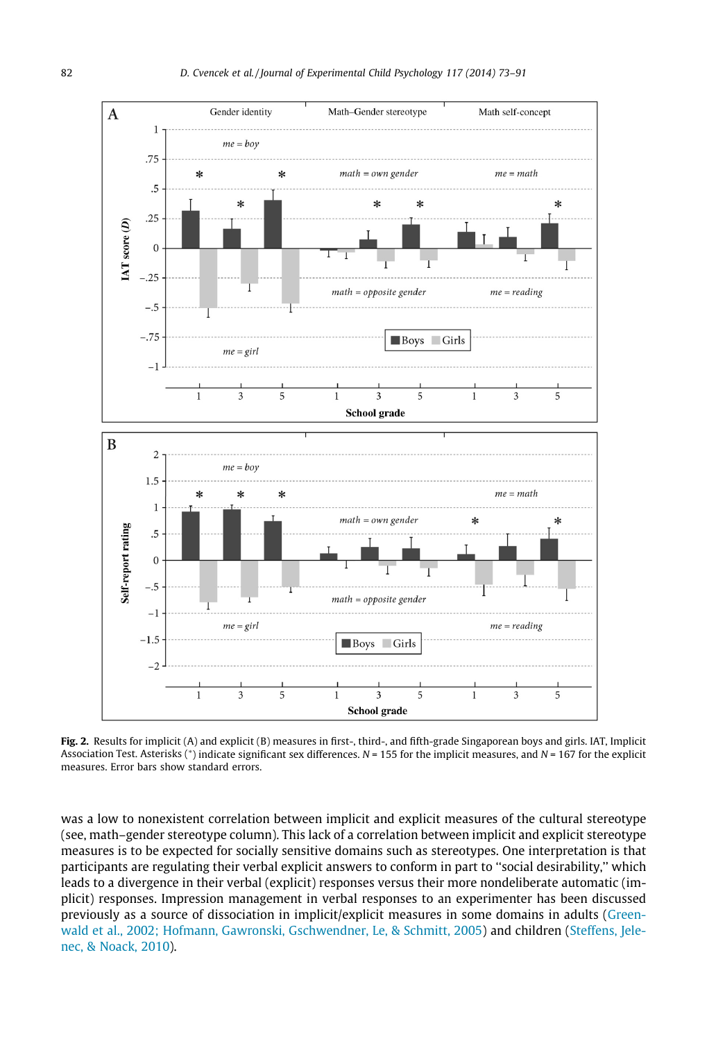**Fig. 2.** Results for implicit (A) and explicit (B) measures in first-, third-, and fifth-grade Singaporean boys and girls. IAT, Implicit Association Test. Asterisks (*) indicate significant sex differences. $N$ = 155 for the implicit measures, and $N$ = 167 for the explicit measures. Error bars show standard errors.

was a low to nonexistent correlation between implicit and explicit measures of the cultural stereotype (see, math–gender stereotype column). This lack of a correlation between implicit and explicit stereotype measures is to be expected for socially sensitive domains such as stereotypes. One interpretation is that participants are regulating their verbal explicit answers to conform in part to "social desirability," which leads to a divergence in their verbal (explicit) responses versus their more nondeliberate automatic (implicit) responses. Impression management in verbal responses to an experimenter has been discussed previously as a source of dissociation in implicit/explicit measures in some domains in adults (Greenwald et al., 2002; Hofmann, Gawronski, Gschwendner, Le, & Schmitt, 2005) and children (Steffens, Jelenec, & Noack, 2010).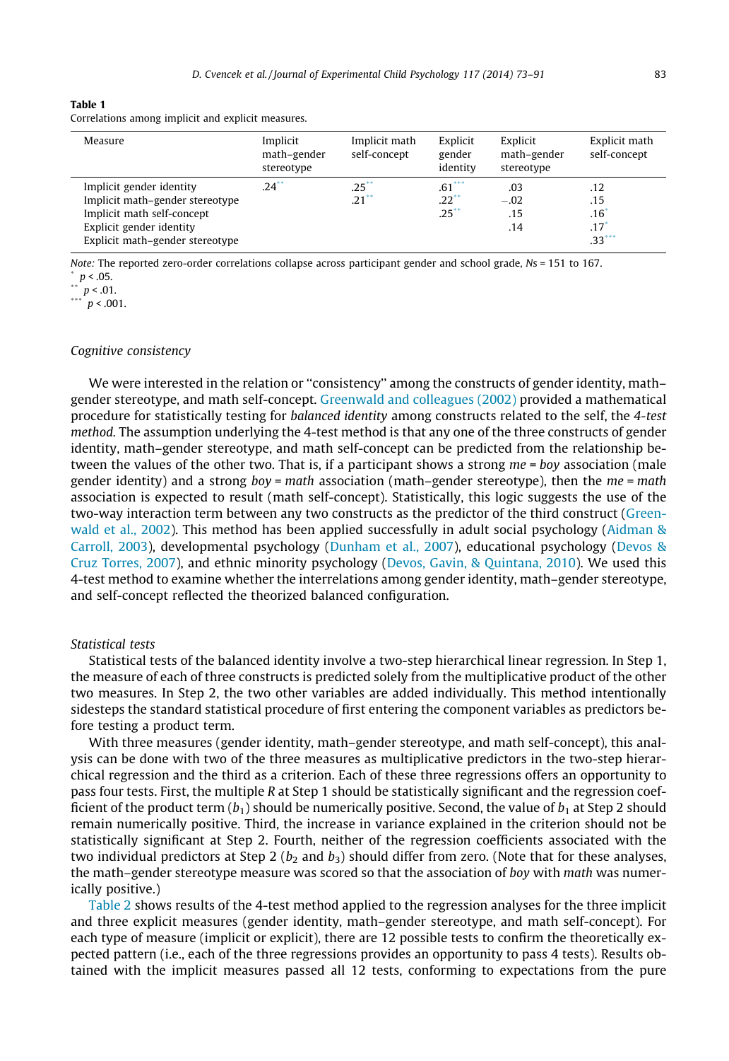**Table 1**
Correlations among implicit and explicit measures.

| Measure | Implicit math–gender stereotype | Implicit math self-concept | Explicit gender identity | Explicit math–gender stereotype | Explicit math self-concept |
|---|---|---|---|---|---|
| Implicit gender identity | .24** | .25** | .61*** | .03 | .12 |
| Implicit math–gender stereotype | | .21** | .22** | −.02 | .15 |
| Implicit math self-concept | | | .25** | .15 | .16* |
| Explicit gender identity | | | | .14 | .17* |
| Explicit math–gender stereotype | | | | | .33*** |

*Note:* The reported zero-order correlations collapse across participant gender and school grade, *N*s = 151 to 167.
\* $p < .05$.
\*\* $p < .01$.
\*\*\* $p < .001$.

### Cognitive consistency

We were interested in the relation or "consistency" among the constructs of gender identity, math–gender stereotype, and math self-concept. Greenwald and colleagues (2002) provided a mathematical procedure for statistically testing for *balanced identity* among constructs related to the self, the *4-test method.* The assumption underlying the 4-test method is that any one of the three constructs of gender identity, math–gender stereotype, and math self-concept can be predicted from the relationship between the values of the other two. That is, if a participant shows a strong *me* = *boy* association (male gender identity) and a strong *boy* = *math* association (math–gender stereotype), then the *me* = *math* association is expected to result (math self-concept). Statistically, this logic suggests the use of the two-way interaction term between any two constructs as the predictor of the third construct (Greenwald et al., 2002). This method has been applied successfully in adult social psychology (Aidman & Carroll, 2003), developmental psychology (Dunham et al., 2007), educational psychology (Devos & Cruz Torres, 2007), and ethnic minority psychology (Devos, Gavin, & Quintana, 2010). We used this 4-test method to examine whether the interrelations among gender identity, math–gender stereotype, and self-concept reflected the theorized balanced configuration.

### Statistical tests

Statistical tests of the balanced identity involve a two-step hierarchical linear regression. In Step 1, the measure of each of three constructs is predicted solely from the multiplicative product of the other two measures. In Step 2, the two other variables are added individually. This method intentionally sidesteps the standard statistical procedure of first entering the component variables as predictors before testing a product term.

With three measures (gender identity, math–gender stereotype, and math self-concept), this analysis can be done with two of the three measures as multiplicative predictors in the two-step hierarchical regression and the third as a criterion. Each of these three regressions offers an opportunity to pass four tests. First, the multiple *R* at Step 1 should be statistically significant and the regression coefficient of the product term ($b_1$) should be numerically positive. Second, the value of $b_1$ at Step 2 should remain numerically positive. Third, the increase in variance explained in the criterion should not be statistically significant at Step 2. Fourth, neither of the regression coefficients associated with the two individual predictors at Step 2 ($b_2$ and $b_3$) should differ from zero. (Note that for these analyses, the math–gender stereotype measure was scored so that the association of *boy* with *math* was numerically positive.)

Table 2 shows results of the 4-test method applied to the regression analyses for the three implicit and three explicit measures (gender identity, math–gender stereotype, and math self-concept). For each type of measure (implicit or explicit), there are 12 possible tests to confirm the theoretically expected pattern (i.e., each of the three regressions provides an opportunity to pass 4 tests). Results obtained with the implicit measures passed all 12 tests, conforming to expectations from the pure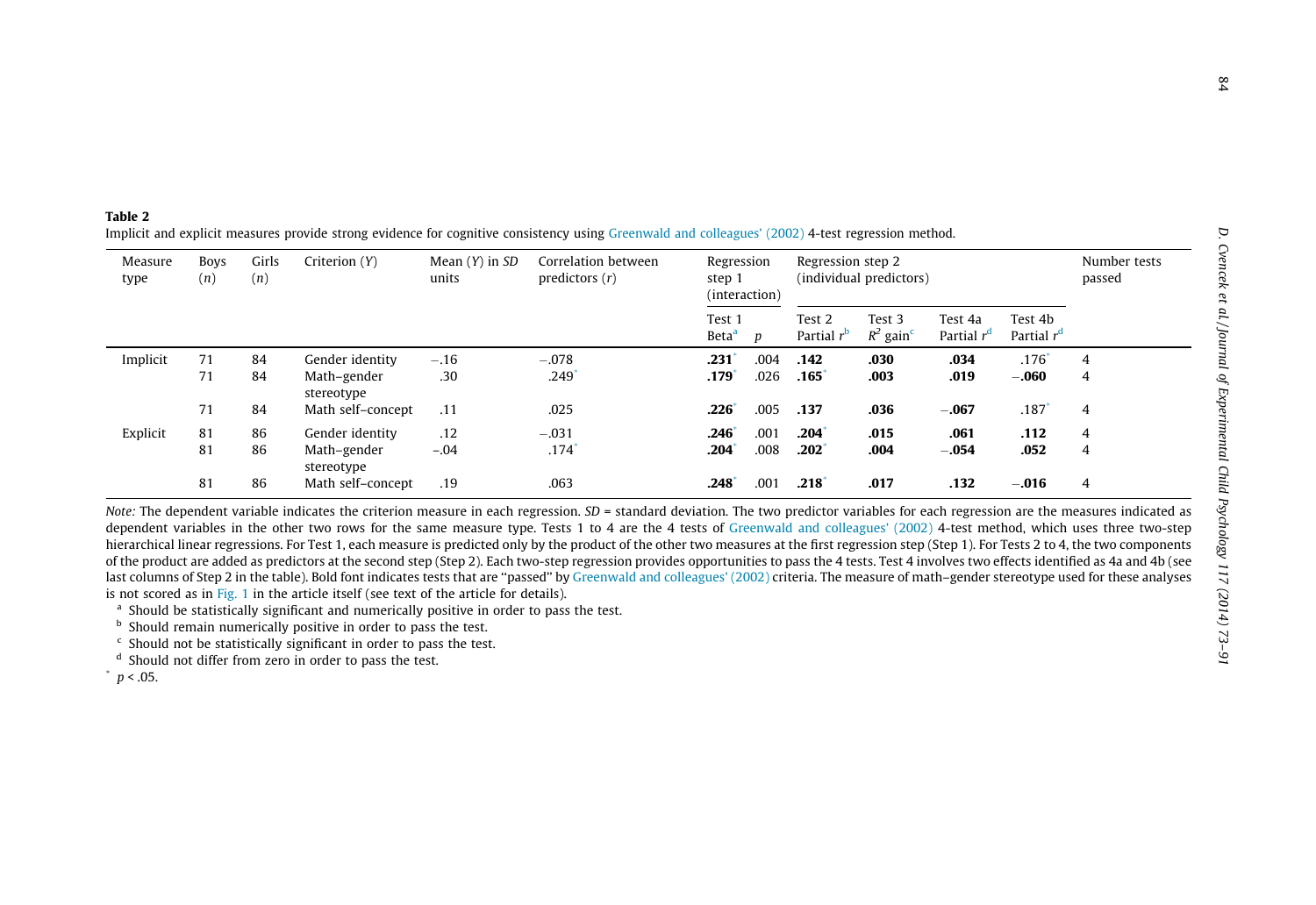**Table 2**

Implicit and explicit measures provide strong evidence for cognitive consistency using Greenwald and colleagues' (2002) 4-test regression method.

| Measure type | Boys ($n$) | Girls ($n$) | Criterion ($Y$) | Mean ($Y$) in $SD$ units | Correlation between predictors ($r$) | Regression step 1 (interaction) | | Regression step 2 (individual predictors) | | | | Number tests passed |
|---|---|---|---|---|---|---|---|---|---|---|---|---|
| | | | | | | Test 1 Beta[a] | $p$ | Test 2 Partial $r$[b] | Test 3 $R^2$ gain[c] | Test 4a Partial $r$[d] | Test 4b Partial $r$[d] | |
| Implicit | 71 | 84 | Gender identity | −.16 | −.078 | **.231***| .004 | **.142** | **.030** | **.034** | .176* | 4 |
| | 71 | 84 | Math–gender stereotype | .30 | .249* | **.179*** | .026 | **.165*** | **.003** | **.019** | **−.060** | 4 |
| | 71 | 84 | Math self-concept | .11 | .025 | **.226*** | .005 | **.137** | **.036** | **−.067** | .187* | 4 |
| Explicit | 81 | 86 | Gender identity | .12 | −.031 | **.246*** | .001 | **.204*** | **.015** | **.061** | **.112** | 4 |
| | 81 | 86 | Math–gender stereotype | −.04 | .174* | **.204*** | .008 | **.202*** | **.004** | **−.054** | **.052** | 4 |
| | 81 | 86 | Math self-concept | .19 | .063 | **.248*** | .001 | **.218*** | **.017** | **.132** | **−.016** | 4 |

*Note:* The dependent variable indicates the criterion measure in each regression. $SD$ = standard deviation. The two predictor variables for each regression are the measures indicated as dependent variables in the other two rows for the same measure type. Tests 1 to 4 are the 4 tests of Greenwald and colleagues' (2002) 4-test method, which uses three two-step hierarchical linear regressions. For Test 1, each measure is predicted only by the product of the other two measures at the first regression step (Step 1). For Tests 2 to 4, the two components of the product are added as predictors at the second step (Step 2). Each two-step regression provides opportunities to pass the 4 tests. Test 4 involves two effects identified as 4a and 4b (see last columns of Step 2 in the table). Bold font indicates tests that are "passed" by Greenwald and colleagues' (2002) criteria. The measure of math–gender stereotype used for these analyses is not scored as in Fig. 1 in the article itself (see text of the article for details).

[a] Should be statistically significant and numerically positive in order to pass the test.

[b] Should remain numerically positive in order to pass the test.

[c] Should not be statistically significant in order to pass the test.

[d] Should not differ from zero in order to pass the test.

\* $p < .05$.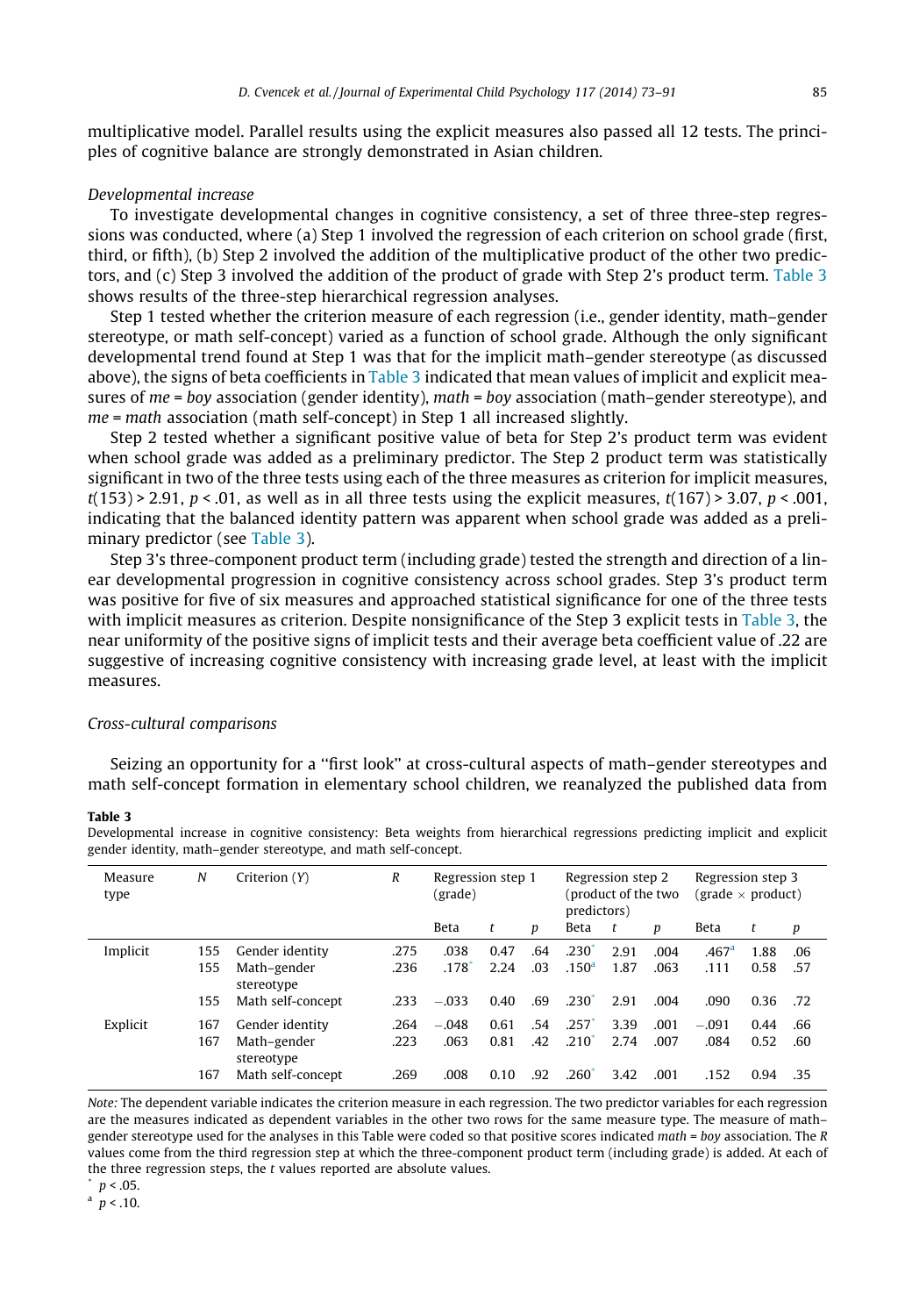multiplicative model. Parallel results using the explicit measures also passed all 12 tests. The principles of cognitive balance are strongly demonstrated in Asian children.

*Developmental increase*

To investigate developmental changes in cognitive consistency, a set of three three-step regressions was conducted, where (a) Step 1 involved the regression of each criterion on school grade (first, third, or fifth), (b) Step 2 involved the addition of the multiplicative product of the other two predictors, and (c) Step 3 involved the addition of the product of grade with Step 2's product term. Table 3 shows results of the three-step hierarchical regression analyses.

Step 1 tested whether the criterion measure of each regression (i.e., gender identity, math–gender stereotype, or math self-concept) varied as a function of school grade. Although the only significant developmental trend found at Step 1 was that for the implicit math–gender stereotype (as discussed above), the signs of beta coefficients in Table 3 indicated that mean values of implicit and explicit measures of *me* = *boy* association (gender identity), *math* = *boy* association (math–gender stereotype), and *me* = *math* association (math self-concept) in Step 1 all increased slightly.

Step 2 tested whether a significant positive value of beta for Step 2's product term was evident when school grade was added as a preliminary predictor. The Step 2 product term was statistically significant in two of the three tests using each of the three measures as criterion for implicit measures, $t(153) > 2.91$, $p < .01$, as well as in all three tests using the explicit measures, $t(167) > 3.07$, $p < .001$, indicating that the balanced identity pattern was apparent when school grade was added as a preliminary predictor (see Table 3).

Step 3's three-component product term (including grade) tested the strength and direction of a linear developmental progression in cognitive consistency across school grades. Step 3's product term was positive for five of six measures and approached statistical significance for one of the three tests with implicit measures as criterion. Despite nonsignificance of the Step 3 explicit tests in Table 3, the near uniformity of the positive signs of implicit tests and their average beta coefficient value of .22 are suggestive of increasing cognitive consistency with increasing grade level, at least with the implicit measures.

*Cross-cultural comparisons*

Seizing an opportunity for a "first look" at cross-cultural aspects of math–gender stereotypes and math self-concept formation in elementary school children, we reanalyzed the published data from

**Table 3**
Developmental increase in cognitive consistency: Beta weights from hierarchical regressions predicting implicit and explicit gender identity, math–gender stereotype, and math self-concept.

| Measure type | N | Criterion (Y) | R | Regression step 1 (grade) | | | Regression step 2 (product of the two predictors) | | | Regression step 3 (grade × product) | | |
|---|---|---|---|---|---|---|---|---|---|---|---|---|
| | | | | Beta | t | p | Beta | t | p | Beta | t | p |
| Implicit | 155 | Gender identity | .275 | .038 | 0.47 | .64 | .230* | 2.91 | .004 | .467[a] | 1.88 | .06 |
| | 155 | Math–gender stereotype | .236 | .178* | 2.24 | .03 | .150[a] | 1.87 | .063 | .111 | 0.58 | .57 |
| | 155 | Math self-concept | .233 | −.033 | 0.40 | .69 | .230* | 2.91 | .004 | .090 | 0.36 | .72 |
| Explicit | 167 | Gender identity | .264 | −.048 | 0.61 | .54 | .257* | 3.39 | .001 | −.091 | 0.44 | .66 |
| | 167 | Math–gender stereotype | .223 | .063 | 0.81 | .42 | .210* | 2.74 | .007 | .084 | 0.52 | .60 |
| | 167 | Math self-concept | .269 | .008 | 0.10 | .92 | .260* | 3.42 | .001 | .152 | 0.94 | .35 |

*Note:* The dependent variable indicates the criterion measure in each regression. The two predictor variables for each regression are the measures indicated as dependent variables in the other two rows for the same measure type. The measure of math–gender stereotype used for the analyses in this Table were coded so that positive scores indicated *math* = *boy* association. The *R* values come from the third regression step at which the three-component product term (including grade) is added. At each of the three regression steps, the *t* values reported are absolute values.

\* $p < .05$.

[a] $p < .10$.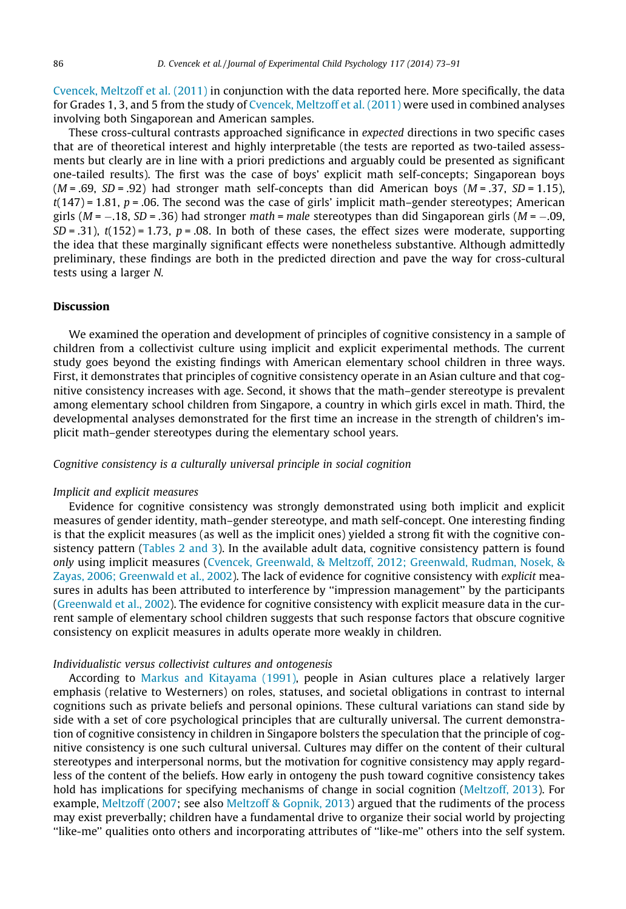Cvencek, Meltzoff et al. (2011) in conjunction with the data reported here. More specifically, the data for Grades 1, 3, and 5 from the study of Cvencek, Meltzoff et al. (2011) were used in combined analyses involving both Singaporean and American samples.

These cross-cultural contrasts approached significance in *expected* directions in two specific cases that are of theoretical interest and highly interpretable (the tests are reported as two-tailed assessments but clearly are in line with a priori predictions and arguably could be presented as significant one-tailed results). The first was the case of boys' explicit math self-concepts; Singaporean boys ($M$ = .69, $SD$ = .92) had stronger math self-concepts than did American boys ($M$ = .37, $SD$ = 1.15), $t(147)$ = 1.81, $p$ = .06. The second was the case of girls' implicit math–gender stereotypes; American girls ($M$ = −.18, $SD$ = .36) had stronger *math = male* stereotypes than did Singaporean girls ($M$ = −.09, $SD$ = .31), $t(152)$ = 1.73, $p$ = .08. In both of these cases, the effect sizes were moderate, supporting the idea that these marginally significant effects were nonetheless substantive. Although admittedly preliminary, these findings are both in the predicted direction and pave the way for cross-cultural tests using a larger *N*.

## Discussion

We examined the operation and development of principles of cognitive consistency in a sample of children from a collectivist culture using implicit and explicit experimental methods. The current study goes beyond the existing findings with American elementary school children in three ways. First, it demonstrates that principles of cognitive consistency operate in an Asian culture and that cognitive consistency increases with age. Second, it shows that the math–gender stereotype is prevalent among elementary school children from Singapore, a country in which girls excel in math. Third, the developmental analyses demonstrated for the first time an increase in the strength of children's implicit math–gender stereotypes during the elementary school years.

### *Cognitive consistency is a culturally universal principle in social cognition*

#### *Implicit and explicit measures*

Evidence for cognitive consistency was strongly demonstrated using both implicit and explicit measures of gender identity, math–gender stereotype, and math self-concept. One interesting finding is that the explicit measures (as well as the implicit ones) yielded a strong fit with the cognitive consistency pattern (Tables 2 and 3). In the available adult data, cognitive consistency pattern is found *only* using implicit measures (Cvencek, Greenwald, & Meltzoff, 2012; Greenwald, Rudman, Nosek, & Zayas, 2006; Greenwald et al., 2002). The lack of evidence for cognitive consistency with *explicit* measures in adults has been attributed to interference by ''impression management'' by the participants (Greenwald et al., 2002). The evidence for cognitive consistency with explicit measure data in the current sample of elementary school children suggests that such response factors that obscure cognitive consistency on explicit measures in adults operate more weakly in children.

#### *Individualistic versus collectivist cultures and ontogenesis*

According to Markus and Kitayama (1991), people in Asian cultures place a relatively larger emphasis (relative to Westerners) on roles, statuses, and societal obligations in contrast to internal cognitions such as private beliefs and personal opinions. These cultural variations can stand side by side with a set of core psychological principles that are culturally universal. The current demonstration of cognitive consistency in children in Singapore bolsters the speculation that the principle of cognitive consistency is one such cultural universal. Cultures may differ on the content of their cultural stereotypes and interpersonal norms, but the motivation for cognitive consistency may apply regardless of the content of the beliefs. How early in ontogeny the push toward cognitive consistency takes hold has implications for specifying mechanisms of change in social cognition (Meltzoff, 2013). For example, Meltzoff (2007; see also Meltzoff & Gopnik, 2013) argued that the rudiments of the process may exist preverbally; children have a fundamental drive to organize their social world by projecting ''like-me'' qualities onto others and incorporating attributes of ''like-me'' others into the self system.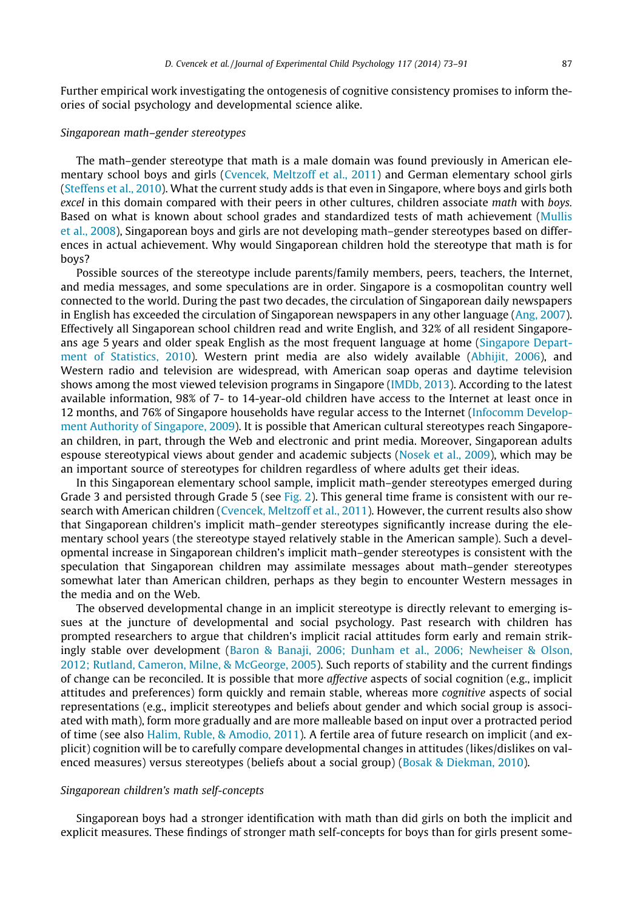Further empirical work investigating the ontogenesis of cognitive consistency promises to inform theories of social psychology and developmental science alike.

*Singaporean math–gender stereotypes*

The math–gender stereotype that math is a male domain was found previously in American elementary school boys and girls (Cvencek, Meltzoff et al., 2011) and German elementary school girls (Steffens et al., 2010). What the current study adds is that even in Singapore, where boys and girls both *excel* in this domain compared with their peers in other cultures, children associate *math* with *boys.* Based on what is known about school grades and standardized tests of math achievement (Mullis et al., 2008), Singaporean boys and girls are not developing math–gender stereotypes based on differences in actual achievement. Why would Singaporean children hold the stereotype that math is for boys?

Possible sources of the stereotype include parents/family members, peers, teachers, the Internet, and media messages, and some speculations are in order. Singapore is a cosmopolitan country well connected to the world. During the past two decades, the circulation of Singaporean daily newspapers in English has exceeded the circulation of Singaporean newspapers in any other language (Ang, 2007). Effectively all Singaporean school children read and write English, and 32% of all resident Singaporeans age 5 years and older speak English as the most frequent language at home (Singapore Department of Statistics, 2010). Western print media are also widely available (Abhijit, 2006), and Western radio and television are widespread, with American soap operas and daytime television shows among the most viewed television programs in Singapore (IMDb, 2013). According to the latest available information, 98% of 7- to 14-year-old children have access to the Internet at least once in 12 months, and 76% of Singapore households have regular access to the Internet (Infocomm Development Authority of Singapore, 2009). It is possible that American cultural stereotypes reach Singaporean children, in part, through the Web and electronic and print media. Moreover, Singaporean adults espouse stereotypical views about gender and academic subjects (Nosek et al., 2009), which may be an important source of stereotypes for children regardless of where adults get their ideas.

In this Singaporean elementary school sample, implicit math–gender stereotypes emerged during Grade 3 and persisted through Grade 5 (see Fig. 2). This general time frame is consistent with our research with American children (Cvencek, Meltzoff et al., 2011). However, the current results also show that Singaporean children's implicit math–gender stereotypes significantly increase during the elementary school years (the stereotype stayed relatively stable in the American sample). Such a developmental increase in Singaporean children's implicit math–gender stereotypes is consistent with the speculation that Singaporean children may assimilate messages about math–gender stereotypes somewhat later than American children, perhaps as they begin to encounter Western messages in the media and on the Web.

The observed developmental change in an implicit stereotype is directly relevant to emerging issues at the juncture of developmental and social psychology. Past research with children has prompted researchers to argue that children's implicit racial attitudes form early and remain strikingly stable over development (Baron & Banaji, 2006; Dunham et al., 2006; Newheiser & Olson, 2012; Rutland, Cameron, Milne, & McGeorge, 2005). Such reports of stability and the current findings of change can be reconciled. It is possible that more *affective* aspects of social cognition (e.g., implicit attitudes and preferences) form quickly and remain stable, whereas more *cognitive* aspects of social representations (e.g., implicit stereotypes and beliefs about gender and which social group is associated with math), form more gradually and are more malleable based on input over a protracted period of time (see also Halim, Ruble, & Amodio, 2011). A fertile area of future research on implicit (and explicit) cognition will be to carefully compare developmental changes in attitudes (likes/dislikes on valenced measures) versus stereotypes (beliefs about a social group) (Bosak & Diekman, 2010).

*Singaporean children's math self-concepts*

Singaporean boys had a stronger identification with math than did girls on both the implicit and explicit measures. These findings of stronger math self-concepts for boys than for girls present some-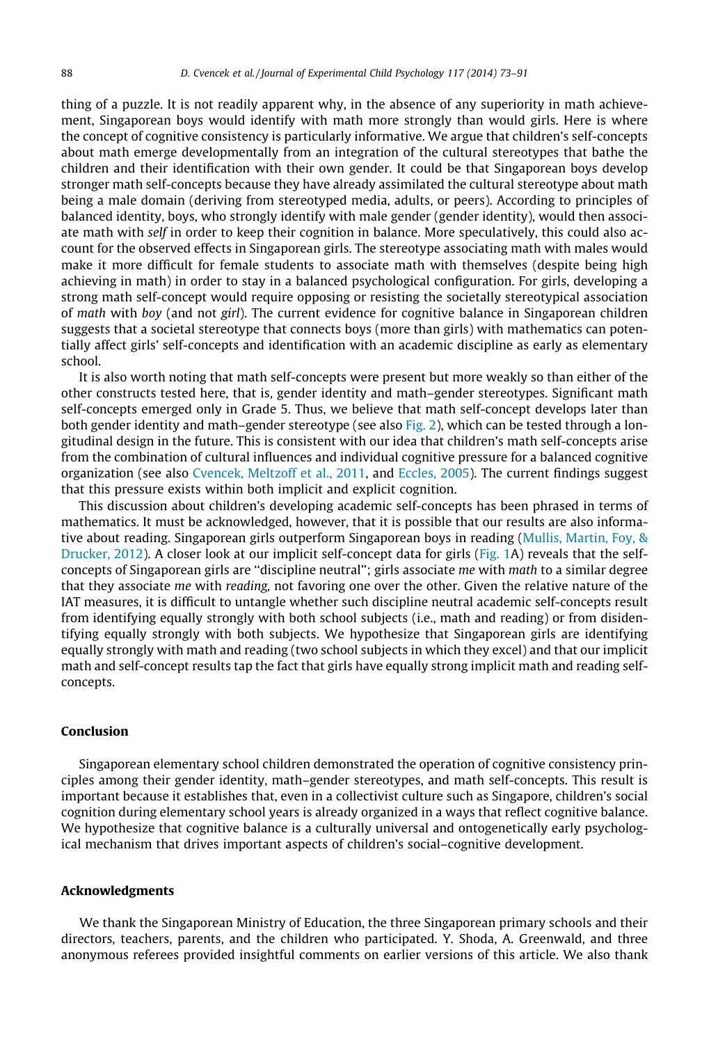thing of a puzzle. It is not readily apparent why, in the absence of any superiority in math achievement, Singaporean boys would identify with math more strongly than would girls. Here is where the concept of cognitive consistency is particularly informative. We argue that children's self-concepts about math emerge developmentally from an integration of the cultural stereotypes that bathe the children and their identification with their own gender. It could be that Singaporean boys develop stronger math self-concepts because they have already assimilated the cultural stereotype about math being a male domain (deriving from stereotyped media, adults, or peers). According to principles of balanced identity, boys, who strongly identify with male gender (gender identity), would then associate math with *self* in order to keep their cognition in balance. More speculatively, this could also account for the observed effects in Singaporean girls. The stereotype associating math with males would make it more difficult for female students to associate math with themselves (despite being high achieving in math) in order to stay in a balanced psychological configuration. For girls, developing a strong math self-concept would require opposing or resisting the societally stereotypical association of *math* with *boy* (and not *girl*). The current evidence for cognitive balance in Singaporean children suggests that a societal stereotype that connects boys (more than girls) with mathematics can potentially affect girls' self-concepts and identification with an academic discipline as early as elementary school.

It is also worth noting that math self-concepts were present but more weakly so than either of the other constructs tested here, that is, gender identity and math–gender stereotypes. Significant math self-concepts emerged only in Grade 5. Thus, we believe that math self-concept develops later than both gender identity and math–gender stereotype (see also Fig. 2), which can be tested through a longitudinal design in the future. This is consistent with our idea that children's math self-concepts arise from the combination of cultural influences and individual cognitive pressure for a balanced cognitive organization (see also Cvencek, Meltzoff et al., 2011, and Eccles, 2005). The current findings suggest that this pressure exists within both implicit and explicit cognition.

This discussion about children's developing academic self-concepts has been phrased in terms of mathematics. It must be acknowledged, however, that it is possible that our results are also informative about reading. Singaporean girls outperform Singaporean boys in reading (Mullis, Martin, Foy, & Drucker, 2012). A closer look at our implicit self-concept data for girls (Fig. 1A) reveals that the self-concepts of Singaporean girls are "discipline neutral"; girls associate *me* with *math* to a similar degree that they associate *me* with *reading,* not favoring one over the other. Given the relative nature of the IAT measures, it is difficult to untangle whether such discipline neutral academic self-concepts result from identifying equally strongly with both school subjects (i.e., math and reading) or from disidentifying equally strongly with both subjects. We hypothesize that Singaporean girls are identifying equally strongly with math and reading (two school subjects in which they excel) and that our implicit math and self-concept results tap the fact that girls have equally strong implicit math and reading self-concepts.

## Conclusion

Singaporean elementary school children demonstrated the operation of cognitive consistency principles among their gender identity, math–gender stereotypes, and math self-concepts. This result is important because it establishes that, even in a collectivist culture such as Singapore, children's social cognition during elementary school years is already organized in a ways that reflect cognitive balance. We hypothesize that cognitive balance is a culturally universal and ontogenetically early psychological mechanism that drives important aspects of children's social–cognitive development.

## Acknowledgments

We thank the Singaporean Ministry of Education, the three Singaporean primary schools and their directors, teachers, parents, and the children who participated. Y. Shoda, A. Greenwald, and three anonymous referees provided insightful comments on earlier versions of this article. We also thank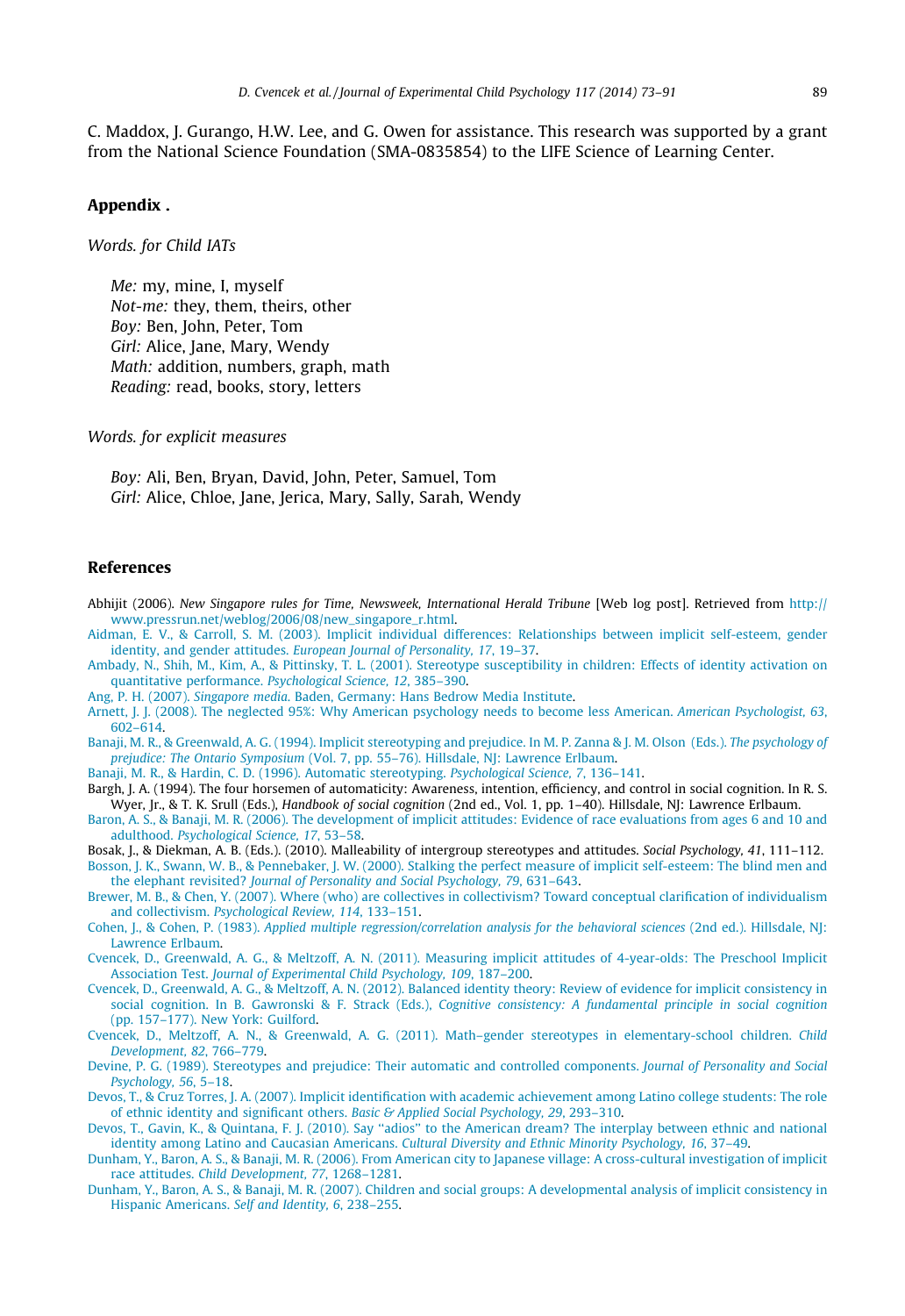C. Maddox, J. Gurango, H.W. Lee, and G. Owen for assistance. This research was supported by a grant from the National Science Foundation (SMA-0835854) to the LIFE Science of Learning Center.

## Appendix .

*Words. for Child IATs*

*Me:* my, mine, I, myself
*Not-me:* they, them, theirs, other
*Boy:* Ben, John, Peter, Tom
*Girl:* Alice, Jane, Mary, Wendy
*Math:* addition, numbers, graph, math
*Reading:* read, books, story, letters

*Words. for explicit measures*

*Boy:* Ali, Ben, Bryan, David, John, Peter, Samuel, Tom
*Girl:* Alice, Chloe, Jane, Jerica, Mary, Sally, Sarah, Wendy

## References

Abhijit (2006). *New Singapore rules for Time, Newsweek, International Herald Tribune* [Web log post]. Retrieved from http://www.pressrun.net/weblog/2006/08/new_singapore_r.html.

Aidman, E. V., & Carroll, S. M. (2003). Implicit individual differences: Relationships between implicit self-esteem, gender identity, and gender attitudes. *European Journal of Personality, 17*, 19–37.

Ambady, N., Shih, M., Kim, A., & Pittinsky, T. L. (2001). Stereotype susceptibility in children: Effects of identity activation on quantitative performance. *Psychological Science, 12*, 385–390.

Ang, P. H. (2007). *Singapore media.* Baden, Germany: Hans Bedrow Media Institute.

Arnett, J. J. (2008). The neglected 95%: Why American psychology needs to become less American. *American Psychologist, 63*, 602–614.

Banaji, M. R., & Greenwald, A. G. (1994). Implicit stereotyping and prejudice. In M. P. Zanna & J. M. Olson (Eds.). *The psychology of prejudice: The Ontario Symposium* (Vol. 7, pp. 55–76). Hillsdale, NJ: Lawrence Erlbaum.

Banaji, M. R., & Hardin, C. D. (1996). Automatic stereotyping. *Psychological Science, 7*, 136–141.

Bargh, J. A. (1994). The four horsemen of automaticity: Awareness, intention, efficiency, and control in social cognition. In R. S. Wyer, Jr., & T. K. Srull (Eds.), *Handbook of social cognition* (2nd ed., Vol. 1, pp. 1–40). Hillsdale, NJ: Lawrence Erlbaum.

Baron, A. S., & Banaji, M. R. (2006). The development of implicit attitudes: Evidence of race evaluations from ages 6 and 10 and adulthood. *Psychological Science, 17*, 53–58.

Bosak, J., & Diekman, A. B. (Eds.). (2010). Malleability of intergroup stereotypes and attitudes. *Social Psychology, 41*, 111–112.

Bosson, J. K., Swann, W. B., & Pennebaker, J. W. (2000). Stalking the perfect measure of implicit self-esteem: The blind men and the elephant revisited? *Journal of Personality and Social Psychology, 79*, 631–643.

Brewer, M. B., & Chen, Y. (2007). Where (who) are collectives in collectivism? Toward conceptual clarification of individualism and collectivism. *Psychological Review, 114*, 133–151.

Cohen, J., & Cohen, P. (1983). *Applied multiple regression/correlation analysis for the behavioral sciences* (2nd ed.). Hillsdale, NJ: Lawrence Erlbaum.

Cvencek, D., Greenwald, A. G., & Meltzoff, A. N. (2011). Measuring implicit attitudes of 4-year-olds: The Preschool Implicit Association Test. *Journal of Experimental Child Psychology, 109*, 187–200.

Cvencek, D., Greenwald, A. G., & Meltzoff, A. N. (2012). Balanced identity theory: Review of evidence for implicit consistency in social cognition. In B. Gawronski & F. Strack (Eds.), *Cognitive consistency: A fundamental principle in social cognition* (pp. 157–177). New York: Guilford.

Cvencek, D., Meltzoff, A. N., & Greenwald, A. G. (2011). Math–gender stereotypes in elementary-school children. *Child Development, 82*, 766–779.

Devine, P. G. (1989). Stereotypes and prejudice: Their automatic and controlled components. *Journal of Personality and Social Psychology, 56*, 5–18.

Devos, T., & Cruz Torres, J. A. (2007). Implicit identification with academic achievement among Latino college students: The role of ethnic identity and significant others. *Basic & Applied Social Psychology, 29*, 293–310.

Devos, T., Gavin, K., & Quintana, F. J. (2010). Say "adios" to the American dream? The interplay between ethnic and national identity among Latino and Caucasian Americans. *Cultural Diversity and Ethnic Minority Psychology, 16*, 37–49.

Dunham, Y., Baron, A. S., & Banaji, M. R. (2006). From American city to Japanese village: A cross-cultural investigation of implicit race attitudes. *Child Development, 77*, 1268–1281.

Dunham, Y., Baron, A. S., & Banaji, M. R. (2007). Children and social groups: A developmental analysis of implicit consistency in Hispanic Americans. *Self and Identity, 6*, 238–255.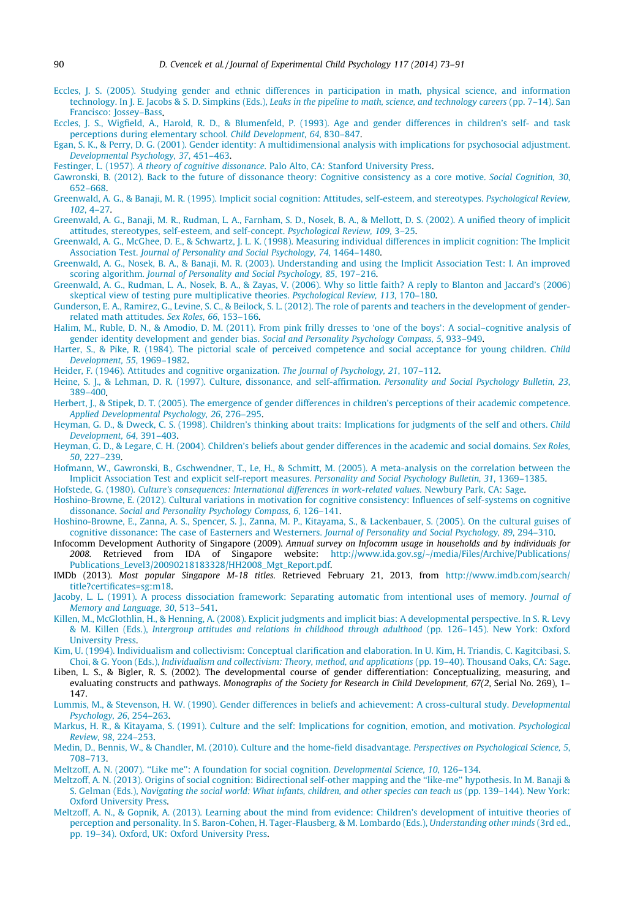Eccles, J. S. (2005). Studying gender and ethnic differences in participation in math, physical science, and information technology. In J. E. Jacobs & S. D. Simpkins (Eds.), *Leaks in the pipeline to math, science, and technology careers* (pp. 7–14). San Francisco: Jossey-Bass.

Eccles, J. S., Wigfield, A., Harold, R. D., & Blumenfeld, P. (1993). Age and gender differences in children's self- and task perceptions during elementary school. *Child Development, 64*, 830–847.

Egan, S. K., & Perry, D. G. (2001). Gender identity: A multidimensional analysis with implications for psychosocial adjustment. *Developmental Psychology, 37*, 451–463.

Festinger, L. (1957). *A theory of cognitive dissonance*. Palo Alto, CA: Stanford University Press.

Gawronski, B. (2012). Back to the future of dissonance theory: Cognitive consistency as a core motive. *Social Cognition, 30*, 652–668.

Greenwald, A. G., & Banaji, M. R. (1995). Implicit social cognition: Attitudes, self-esteem, and stereotypes. *Psychological Review, 102*, 4–27.

Greenwald, A. G., Banaji, M. R., Rudman, L. A., Farnham, S. D., Nosek, B. A., & Mellott, D. S. (2002). A unified theory of implicit attitudes, stereotypes, self-esteem, and self-concept. *Psychological Review, 109*, 3–25.

Greenwald, A. G., McGhee, D. E., & Schwartz, J. L. K. (1998). Measuring individual differences in implicit cognition: The Implicit Association Test. *Journal of Personality and Social Psychology, 74*, 1464–1480.

Greenwald, A. G., Nosek, B. A., & Banaji, M. R. (2003). Understanding and using the Implicit Association Test: I. An improved scoring algorithm. *Journal of Personality and Social Psychology, 85*, 197–216.

Greenwald, A. G., Rudman, L. A., Nosek, B. A., & Zayas, V. (2006). Why so little faith? A reply to Blanton and Jaccard's (2006) skeptical view of testing pure multiplicative theories. *Psychological Review, 113*, 170–180.

Gunderson, E. A., Ramirez, G., Levine, S. C., & Beilock, S. L. (2012). The role of parents and teachers in the development of gender-related math attitudes. *Sex Roles, 66*, 153–166.

Halim, M., Ruble, D. N., & Amodio, D. M. (2011). From pink frilly dresses to 'one of the boys': A social–cognitive analysis of gender identity development and gender bias. *Social and Personality Psychology Compass, 5*, 933–949.

Harter, S., & Pike, R. (1984). The pictorial scale of perceived competence and social acceptance for young children. *Child Development, 55*, 1969–1982.

Heider, F. (1946). Attitudes and cognitive organization. *The Journal of Psychology, 21*, 107–112.

Heine, S. J., & Lehman, D. R. (1997). Culture, dissonance, and self-affirmation. *Personality and Social Psychology Bulletin, 23*, 389–400.

Herbert, J., & Stipek, D. T. (2005). The emergence of gender differences in children's perceptions of their academic competence. *Applied Developmental Psychology, 26*, 276–295.

Heyman, G. D., & Dweck, C. S. (1998). Children's thinking about traits: Implications for judgments of the self and others. *Child Development, 64*, 391–403.

Heyman, G. D., & Legare, C. H. (2004). Children's beliefs about gender differences in the academic and social domains. *Sex Roles, 50*, 227–239.

Hofmann, W., Gawronski, B., Gschwendner, T., Le, H., & Schmitt, M. (2005). A meta-analysis on the correlation between the Implicit Association Test and explicit self-report measures. *Personality and Social Psychology Bulletin, 31*, 1369–1385.

Hofstede, G. (1980). *Culture's consequences: International differences in work-related values*. Newbury Park, CA: Sage.

Hoshino-Browne, E. (2012). Cultural variations in motivation for cognitive consistency: Influences of self-systems on cognitive dissonance. *Social and Personality Psychology Compass, 6*, 126–141.

Hoshino-Browne, E., Zanna, A. S., Spencer, S. J., Zanna, M. P., Kitayama, S., & Lackenbauer, S. (2005). On the cultural guises of cognitive dissonance: The case of Easterners and Westerners. *Journal of Personality and Social Psychology, 89*, 294–310.

Infocomm Development Authority of Singapore (2009). *Annual survey on Infocomm usage in households and by individuals for 2008*. Retrieved from IDA of Singapore website: http://www.ida.gov.sg/~/media/Files/Archive/Publications/Publications_Level3/20090218183328/HH2008_Mgt_Report.pdf.

IMDb (2013). *Most popular Singapore M-18 titles*. Retrieved February 21, 2013, from http://www.imdb.com/search/title?certificates=sg:m18.

Jacoby, L. L. (1991). A process dissociation framework: Separating automatic from intentional uses of memory. *Journal of Memory and Language, 30*, 513–541.

Killen, M., McGlothlin, H., & Henning, A. (2008). Explicit judgments and implicit bias: A developmental perspective. In S. R. Levy & M. Killen (Eds.), *Intergroup attitudes and relations in childhood through adulthood* (pp. 126–145). New York: Oxford University Press.

Kim, U. (1994). Individualism and collectivism: Conceptual clarification and elaboration. In U. Kim, H. Triandis, C. Kagitcibasi, S. Choi, & G. Yoon (Eds.), *Individualism and collectivism: Theory, method, and applications* (pp. 19–40). Thousand Oaks, CA: Sage.

Liben, L. S., & Bigler, R. S. (2002). The developmental course of gender differentiation: Conceptualizing, measuring, and evaluating constructs and pathways. *Monographs of the Society for Research in Child Development, 67(2*, Serial No. 269), 1–147.

Lummis, M., & Stevenson, H. W. (1990). Gender differences in beliefs and achievement: A cross-cultural study. *Developmental Psychology, 26*, 254–263.

Markus, H. R., & Kitayama, S. (1991). Culture and the self: Implications for cognition, emotion, and motivation. *Psychological Review, 98*, 224–253.

Medin, D., Bennis, W., & Chandler, M. (2010). Culture and the home-field disadvantage. *Perspectives on Psychological Science, 5*, 708–713.

Meltzoff, A. N. (2007). "Like me": A foundation for social cognition. *Developmental Science, 10*, 126–134.

Meltzoff, A. N. (2013). Origins of social cognition: Bidirectional self-other mapping and the "like-me" hypothesis. In M. Banaji & S. Gelman (Eds.), *Navigating the social world: What infants, children, and other species can teach us* (pp. 139–144). New York: Oxford University Press.

Meltzoff, A. N., & Gopnik, A. (2013). Learning about the mind from evidence: Children's development of intuitive theories of perception and personality. In S. Baron-Cohen, H. Tager-Flausberg, & M. Lombardo (Eds.), *Understanding other minds* (3rd ed., pp. 19–34). Oxford, UK: Oxford University Press.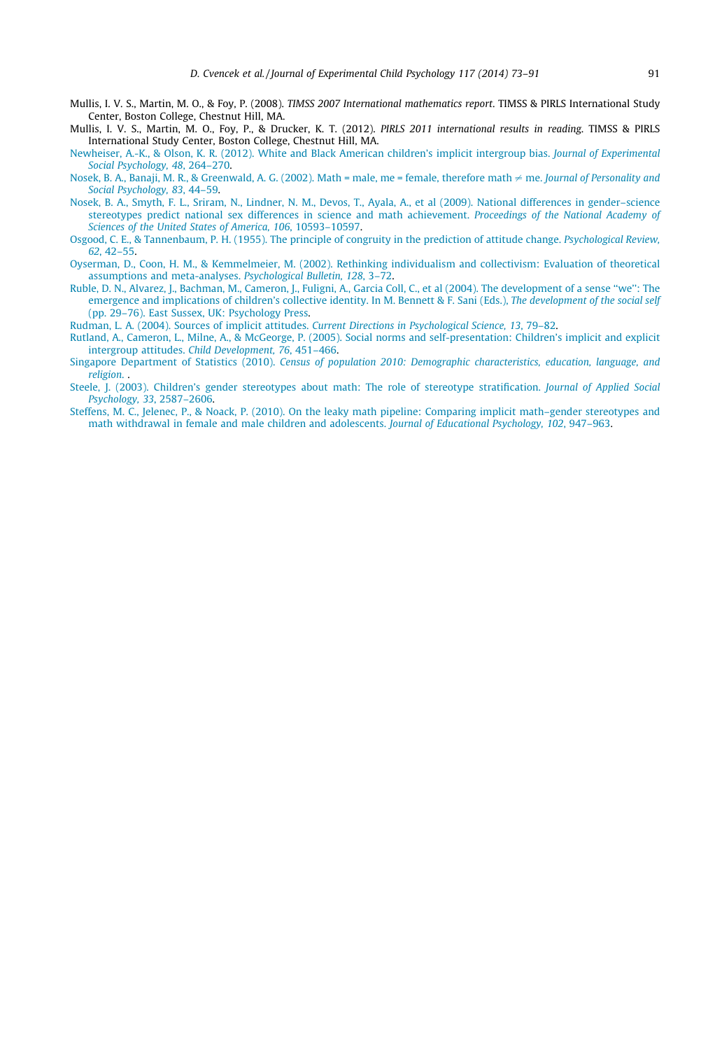Mullis, I. V. S., Martin, M. O., & Foy, P. (2008). *TIMSS 2007 International mathematics report*. TIMSS & PIRLS International Study Center, Boston College, Chestnut Hill, MA.

Mullis, I. V. S., Martin, M. O., Foy, P., & Drucker, K. T. (2012). *PIRLS 2011 international results in reading*. TIMSS & PIRLS International Study Center, Boston College, Chestnut Hill, MA.

Newheiser, A.-K., & Olson, K. R. (2012). White and Black American children's implicit intergroup bias. *Journal of Experimental Social Psychology, 48*, 264–270.

Nosek, B. A., Banaji, M. R., & Greenwald, A. G. (2002). Math = male, me = female, therefore math ≠ me. *Journal of Personality and Social Psychology, 83*, 44–59.

Nosek, B. A., Smyth, F. L., Sriram, N., Lindner, N. M., Devos, T., Ayala, A., et al (2009). National differences in gender–science stereotypes predict national sex differences in science and math achievement. *Proceedings of the National Academy of Sciences of the United States of America, 106*, 10593–10597.

Osgood, C. E., & Tannenbaum, P. H. (1955). The principle of congruity in the prediction of attitude change. *Psychological Review, 62*, 42–55.

Oyserman, D., Coon, H. M., & Kemmelmeier, M. (2002). Rethinking individualism and collectivism: Evaluation of theoretical assumptions and meta-analyses. *Psychological Bulletin, 128*, 3–72.

Ruble, D. N., Alvarez, J., Bachman, M., Cameron, J., Fuligni, A., Garcia Coll, C., et al (2004). The development of a sense "we": The emergence and implications of children's collective identity. In M. Bennett & F. Sani (Eds.), *The development of the social self* (pp. 29–76). East Sussex, UK: Psychology Press.

Rudman, L. A. (2004). Sources of implicit attitudes. *Current Directions in Psychological Science, 13*, 79–82.

Rutland, A., Cameron, L., Milne, A., & McGeorge, P. (2005). Social norms and self-presentation: Children's implicit and explicit intergroup attitudes. *Child Development, 76*, 451–466.

Singapore Department of Statistics (2010). *Census of population 2010: Demographic characteristics, education, language, and religion.* .

Steele, J. (2003). Children's gender stereotypes about math: The role of stereotype stratification. *Journal of Applied Social Psychology, 33*, 2587–2606.

Steffens, M. C., Jelenec, P., & Noack, P. (2010). On the leaky math pipeline: Comparing implicit math–gender stereotypes and math withdrawal in female and male children and adolescents. *Journal of Educational Psychology, 102*, 947–963.